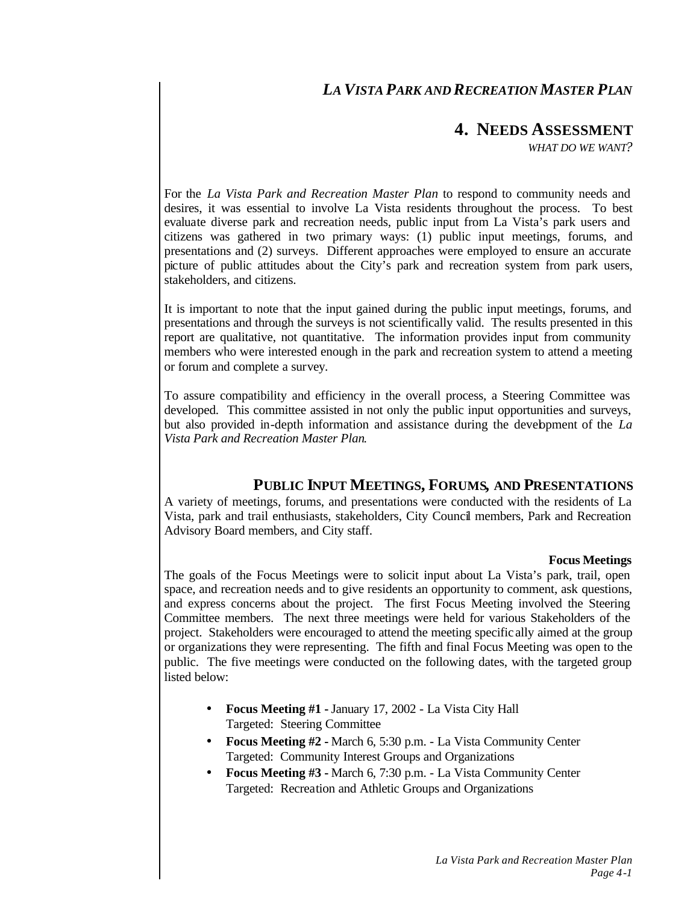# 4. Needs Assessment

*What do we want?*

For the *La Vista Park and Recreation Master Plan* to respond to community needs and desires, it was essential to involve La Vista residents throughout the process. To best evaluate diverse park and recreation needs, public input from La Vista's park users and citizens was gathered in two primary ways: (1) public input meetings, forums, and presentations and (2) surveys. Different approaches were employed to ensure an accurate picture of public attitudes about the City's park and recreation system from park users, stakeholders, and citizens.

It is important to note that the input gained during the public input meetings, forums, and presentations and through the surveys is not scientifically valid. The results presented in this report are qualitative, not quantitative. The information provides input from community members who were interested enough in the park and recreation system to attend a meeting or forum and complete a survey.

To assure compatibility and efficiency in the overall process, a Steering Committee was developed. This committee assisted in not only the public input opportunities and surveys, but also provided in-depth information and assistance during the development of the *La Vista Park and Recreation Master Plan*.

## Public Input Meetings, Forums, and Presentations

A variety of meetings, forums, and presentations were conducted with the residents of La Vista, park and trail enthusiasts, stakeholders, City Council members, Park and Recreation Advisory Board members, and City staff.

### Focus Meetings

The goals of the Focus Meetings were to solicit input about La Vista's park, trail, open space, and recreation needs and to give residents an opportunity to comment, ask questions, and express concerns about the project. The first Focus Meeting involved the Steering Committee members. The next three meetings were held for various Stakeholders of the project. Stakeholders were encouraged to attend the meeting specifically aimed at the group or organizations they were representing. The fifth and final Focus Meeting was open to the public. The five meetings were conducted on the following dates, with the targeted group listed below:

- **Focus Meeting #1 -** January 17, 2002 - La Vista City Hall
  Targeted: Steering Committee
- **Focus Meeting #2 -** March 6, 5:30 p.m. - La Vista Community Center
  Targeted: Community Interest Groups and Organizations
- **Focus Meeting #3 -** March 6, 7:30 p.m. - La Vista Community Center
  Targeted: Recreation and Athletic Groups and Organizations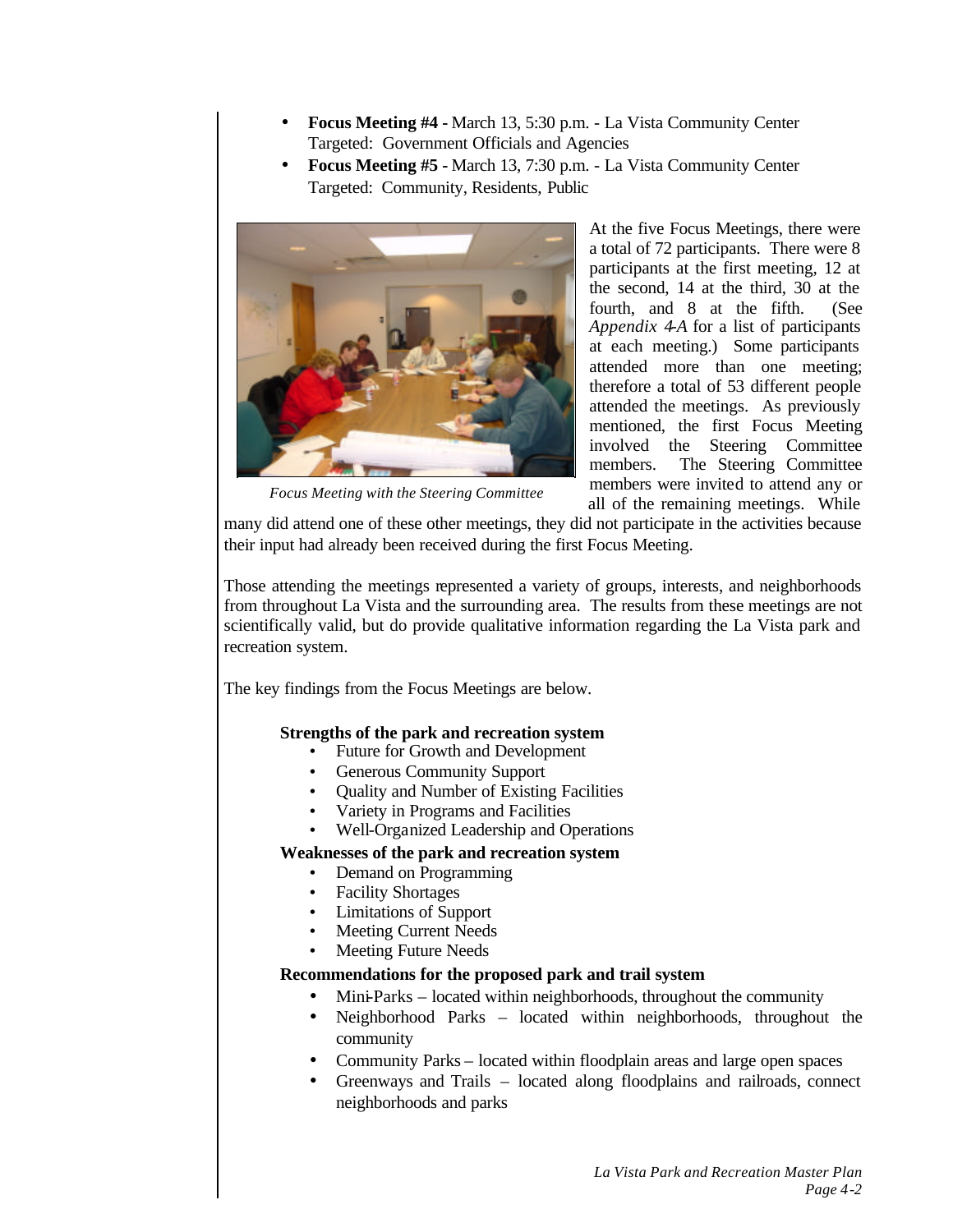- **Focus Meeting #4 -** March 13, 5:30 p.m. - La Vista Community Center
  Targeted: Government Officials and Agencies
- **Focus Meeting #5 -** March 13, 7:30 p.m. - La Vista Community Center
  Targeted: Community, Residents, Public

*Focus Meeting with the Steering Committee*

At the five Focus Meetings, there were a total of 72 participants. There were 8 participants at the first meeting, 12 at the second, 14 at the third, 30 at the fourth, and 8 at the fifth. (See *Appendix 4-A* for a list of participants at each meeting.) Some participants attended more than one meeting; therefore a total of 53 different people attended the meetings. As previously mentioned, the first Focus Meeting involved the Steering Committee members. The Steering Committee members were invited to attend any or all of the remaining meetings. While many did attend one of these other meetings, they did not participate in the activities because their input had already been received during the first Focus Meeting.

Those attending the meetings represented a variety of groups, interests, and neighborhoods from throughout La Vista and the surrounding area. The results from these meetings are not scientifically valid, but do provide qualitative information regarding the La Vista park and recreation system.

The key findings from the Focus Meetings are below.

**Strengths of the park and recreation system**

- Future for Growth and Development
- Generous Community Support
- Quality and Number of Existing Facilities
- Variety in Programs and Facilities
- Well-Organized Leadership and Operations

**Weaknesses of the park and recreation system**

- Demand on Programming
- Facility Shortages
- Limitations of Support
- Meeting Current Needs
- Meeting Future Needs

**Recommendations for the proposed park and trail system**

- Mini-Parks – located within neighborhoods, throughout the community
- Neighborhood Parks – located within neighborhoods, throughout the community
- Community Parks – located within floodplain areas and large open spaces
- Greenways and Trails – located along floodplains and railroads, connect neighborhoods and parks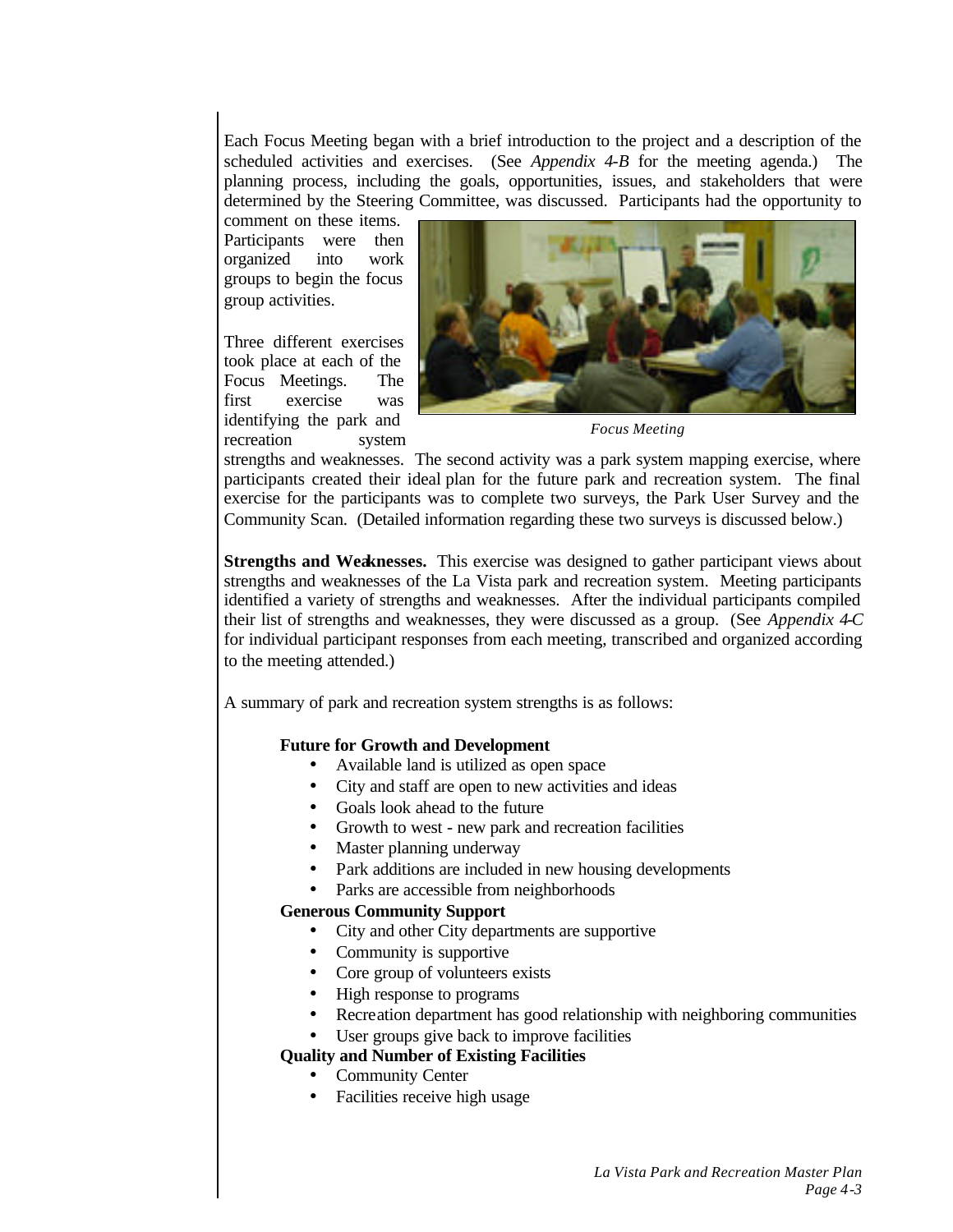Each Focus Meeting began with a brief introduction to the project and a description of the scheduled activities and exercises. (See *Appendix 4-B* for the meeting agenda.) The planning process, including the goals, opportunities, issues, and stakeholders that were determined by the Steering Committee, was discussed. Participants had the opportunity to comment on these items. Participants were then organized into work groups to begin the focus group activities.

*Focus Meeting*

Three different exercises took place at each of the Focus Meetings. The first exercise was identifying the park and recreation system strengths and weaknesses. The second activity was a park system mapping exercise, where participants created their ideal plan for the future park and recreation system. The final exercise for the participants was to complete two surveys, the Park User Survey and the Community Scan. (Detailed information regarding these two surveys is discussed below.)

**Strengths and Weaknesses.** This exercise was designed to gather participant views about strengths and weaknesses of the La Vista park and recreation system. Meeting participants identified a variety of strengths and weaknesses. After the individual participants compiled their list of strengths and weaknesses, they were discussed as a group. (See *Appendix 4-C* for individual participant responses from each meeting, transcribed and organized according to the meeting attended.)

A summary of park and recreation system strengths is as follows:

**Future for Growth and Development**

- Available land is utilized as open space
- City and staff are open to new activities and ideas
- Goals look ahead to the future
- Growth to west - new park and recreation facilities
- Master planning underway
- Park additions are included in new housing developments
- Parks are accessible from neighborhoods

**Generous Community Support**

- City and other City departments are supportive
- Community is supportive
- Core group of volunteers exists
- High response to programs
- Recreation department has good relationship with neighboring communities
- User groups give back to improve facilities

**Quality and Number of Existing Facilities**

- Community Center
- Facilities receive high usage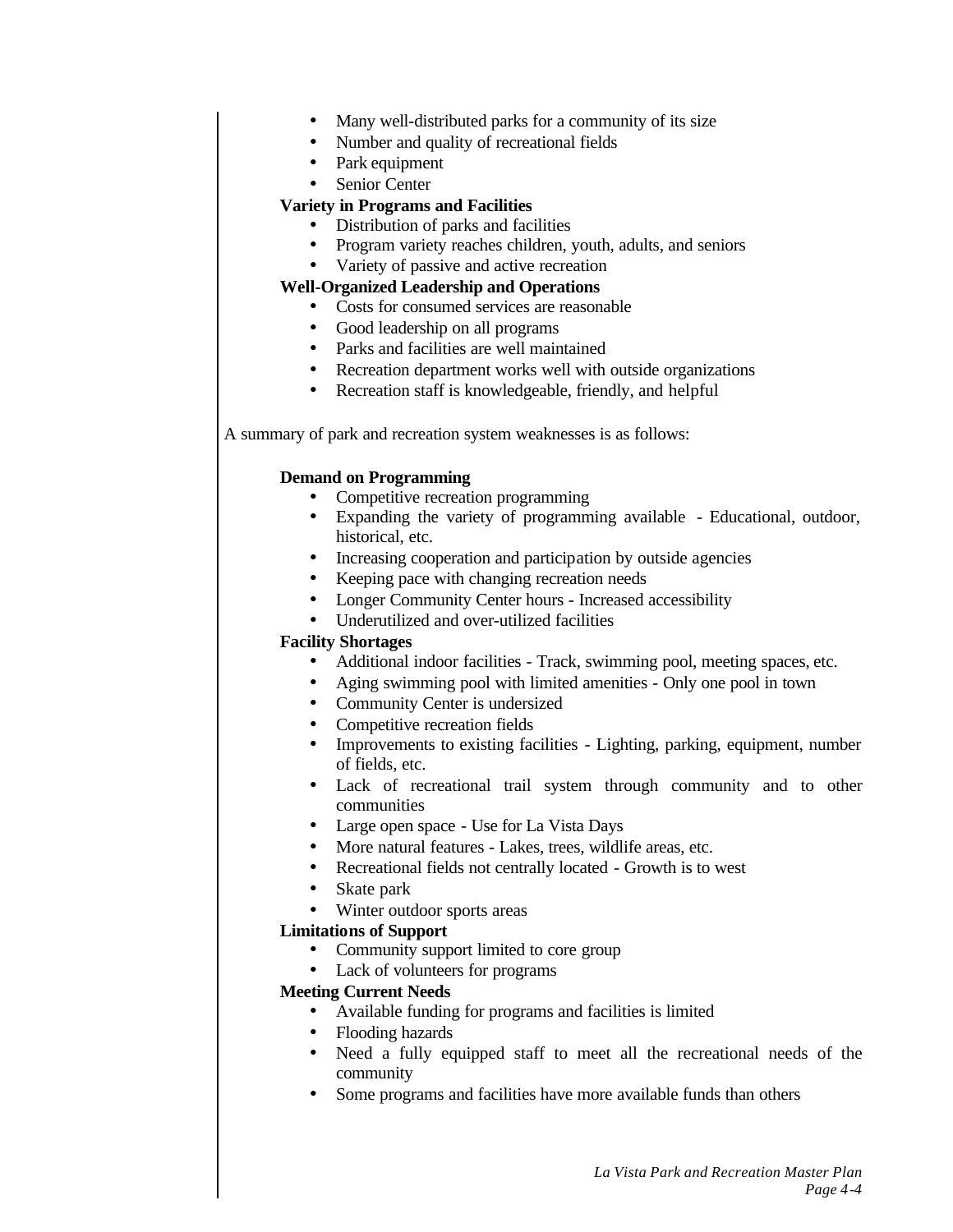- Many well-distributed parks for a community of its size
- Number and quality of recreational fields
- Park equipment
- Senior Center

**Variety in Programs and Facilities**

- Distribution of parks and facilities
- Program variety reaches children, youth, adults, and seniors
- Variety of passive and active recreation

**Well-Organized Leadership and Operations**

- Costs for consumed services are reasonable
- Good leadership on all programs
- Parks and facilities are well maintained
- Recreation department works well with outside organizations
- Recreation staff is knowledgeable, friendly, and helpful

A summary of park and recreation system weaknesses is as follows:

**Demand on Programming**

- Competitive recreation programming
- Expanding the variety of programming available - Educational, outdoor, historical, etc.
- Increasing cooperation and participation by outside agencies
- Keeping pace with changing recreation needs
- Longer Community Center hours - Increased accessibility
- Underutilized and over-utilized facilities

**Facility Shortages**

- Additional indoor facilities - Track, swimming pool, meeting spaces, etc.
- Aging swimming pool with limited amenities - Only one pool in town
- Community Center is undersized
- Competitive recreation fields
- Improvements to existing facilities - Lighting, parking, equipment, number of fields, etc.
- Lack of recreational trail system through community and to other communities
- Large open space - Use for La Vista Days
- More natural features - Lakes, trees, wildlife areas, etc.
- Recreational fields not centrally located - Growth is to west
- Skate park
- Winter outdoor sports areas

**Limitations of Support**

- Community support limited to core group
- Lack of volunteers for programs

**Meeting Current Needs**

- Available funding for programs and facilities is limited
- Flooding hazards
- Need a fully equipped staff to meet all the recreational needs of the community
- Some programs and facilities have more available funds than others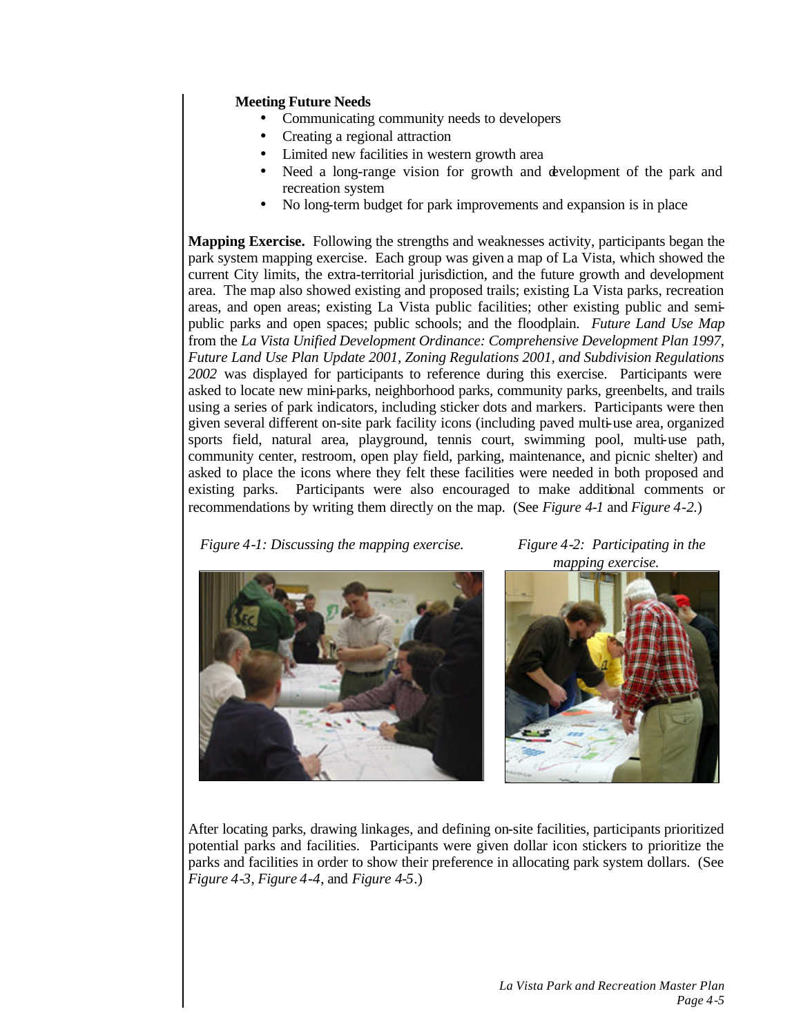**Meeting Future Needs**

- Communicating community needs to developers
- Creating a regional attraction
- Limited new facilities in western growth area
- Need a long-range vision for growth and development of the park and recreation system
- No long-term budget for park improvements and expansion is in place

**Mapping Exercise.** Following the strengths and weaknesses activity, participants began the park system mapping exercise. Each group was given a map of La Vista, which showed the current City limits, the extra-territorial jurisdiction, and the future growth and development area. The map also showed existing and proposed trails; existing La Vista parks, recreation areas, and open areas; existing La Vista public facilities; other existing public and semi-public parks and open spaces; public schools; and the floodplain. *Future Land Use Map* from the *La Vista Unified Development Ordinance: Comprehensive Development Plan 1997, Future Land Use Plan Update 2001, Zoning Regulations 2001, and Subdivision Regulations 2002* was displayed for participants to reference during this exercise. Participants were asked to locate new mini-parks, neighborhood parks, community parks, greenbelts, and trails using a series of park indicators, including sticker dots and markers. Participants were then given several different on-site park facility icons (including paved multi-use area, organized sports field, natural area, playground, tennis court, swimming pool, multi-use path, community center, restroom, open play field, parking, maintenance, and picnic shelter) and asked to place the icons where they felt these facilities were needed in both proposed and existing parks. Participants were also encouraged to make additional comments or recommendations by writing them directly on the map. (See *Figure 4-1* and *Figure 4-2*.)

*Figure 4-1: Discussing the mapping exercise.*

*Figure 4-2: Participating in the mapping exercise.*

After locating parks, drawing linkages, and defining on-site facilities, participants prioritized potential parks and facilities. Participants were given dollar icon stickers to prioritize the parks and facilities in order to show their preference in allocating park system dollars. (See *Figure 4-3*, *Figure 4-4*, and *Figure 4-5*.)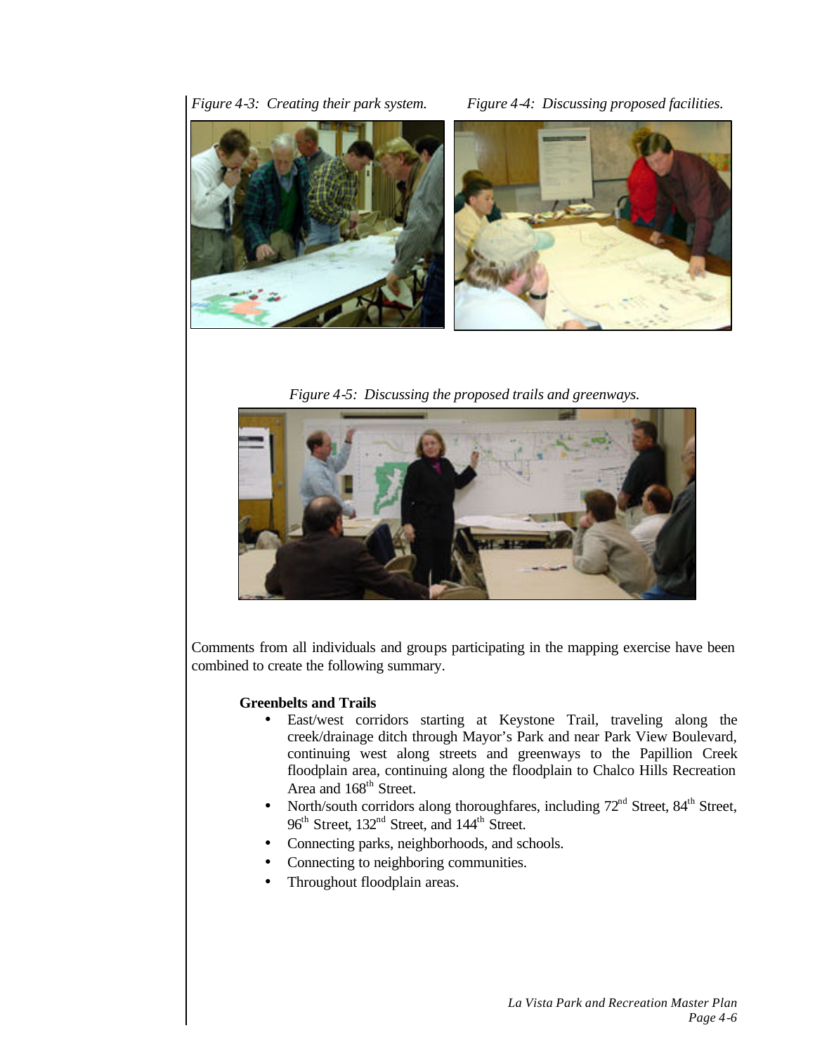*Figure 4-3: Creating their park system.*

*Figure 4-4: Discussing proposed facilities.*

*Figure 4-5: Discussing the proposed trails and greenways.*

Comments from all individuals and groups participating in the mapping exercise have been combined to create the following summary.

**Greenbelts and Trails**

- East/west corridors starting at Keystone Trail, traveling along the creek/drainage ditch through Mayor's Park and near Park View Boulevard, continuing west along streets and greenways to the Papillion Creek floodplain area, continuing along the floodplain to Chalco Hills Recreation Area and 168th Street.
- North/south corridors along thoroughfares, including 72nd Street, 84th Street, 96th Street, 132nd Street, and 144th Street.
- Connecting parks, neighborhoods, and schools.
- Connecting to neighboring communities.
- Throughout floodplain areas.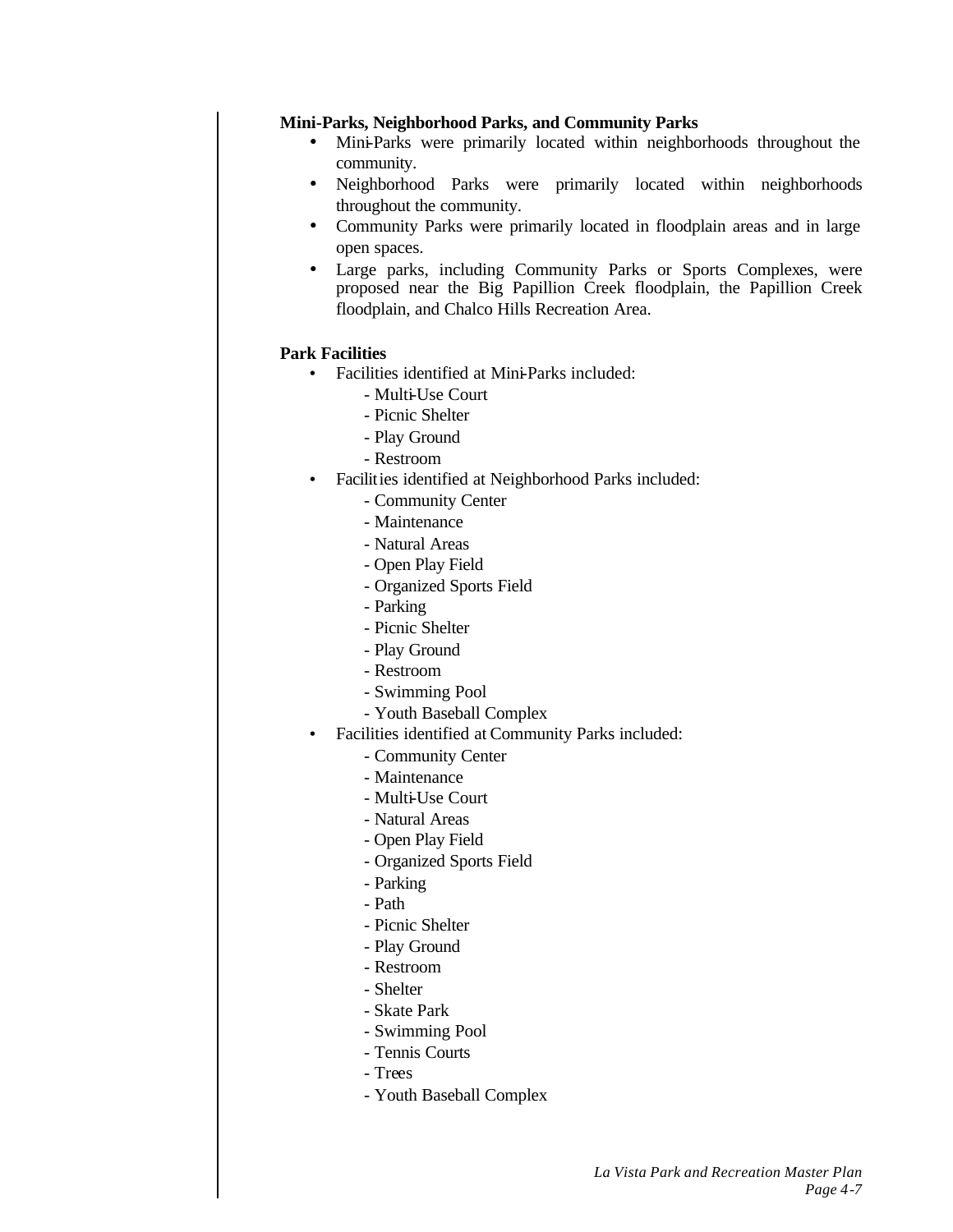**Mini-Parks, Neighborhood Parks, and Community Parks**

- Mini-Parks were primarily located within neighborhoods throughout the community.
- Neighborhood Parks were primarily located within neighborhoods throughout the community.
- Community Parks were primarily located in floodplain areas and in large open spaces.
- Large parks, including Community Parks or Sports Complexes, were proposed near the Big Papillion Creek floodplain, the Papillion Creek floodplain, and Chalco Hills Recreation Area.

**Park Facilities**

- Facilities identified at Mini-Parks included:
  - Multi-Use Court
  - Picnic Shelter
  - Play Ground
  - Restroom
- Facilities identified at Neighborhood Parks included:
  - Community Center
  - Maintenance
  - Natural Areas
  - Open Play Field
  - Organized Sports Field
  - Parking
  - Picnic Shelter
  - Play Ground
  - Restroom
  - Swimming Pool
  - Youth Baseball Complex
- Facilities identified at Community Parks included:
  - Community Center
  - Maintenance
  - Multi-Use Court
  - Natural Areas
  - Open Play Field
  - Organized Sports Field
  - Parking
  - Path
  - Picnic Shelter
  - Play Ground
  - Restroom
  - Shelter
  - Skate Park
  - Swimming Pool
  - Tennis Courts
  - Trees
  - Youth Baseball Complex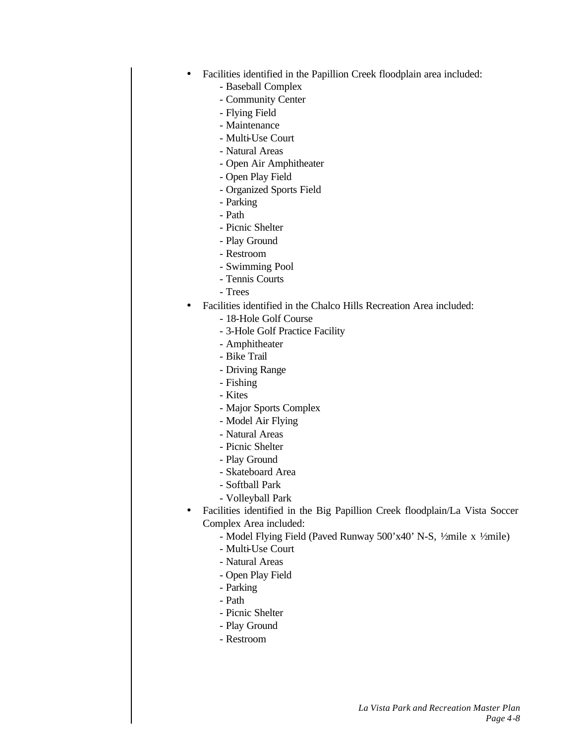- Facilities identified in the Papillion Creek floodplain area included:
  - Baseball Complex
  - Community Center
  - Flying Field
  - Maintenance
  - Multi-Use Court
  - Natural Areas
  - Open Air Amphitheater
  - Open Play Field
  - Organized Sports Field
  - Parking
  - Path
  - Picnic Shelter
  - Play Ground
  - Restroom
  - Swimming Pool
  - Tennis Courts
  - Trees
- Facilities identified in the Chalco Hills Recreation Area included:
  - 18-Hole Golf Course
  - 3-Hole Golf Practice Facility
  - Amphitheater
  - Bike Trail
  - Driving Range
  - Fishing
  - Kites
  - Major Sports Complex
  - Model Air Flying
  - Natural Areas
  - Picnic Shelter
  - Play Ground
  - Skateboard Area
  - Softball Park
  - Volleyball Park
- Facilities identified in the Big Papillion Creek floodplain/La Vista Soccer Complex Area included:
  - Model Flying Field (Paved Runway 500'x40' N-S, ½mile x ½mile)
  - Multi-Use Court
  - Natural Areas
  - Open Play Field
  - Parking
  - Path
  - Picnic Shelter
  - Play Ground
  - Restroom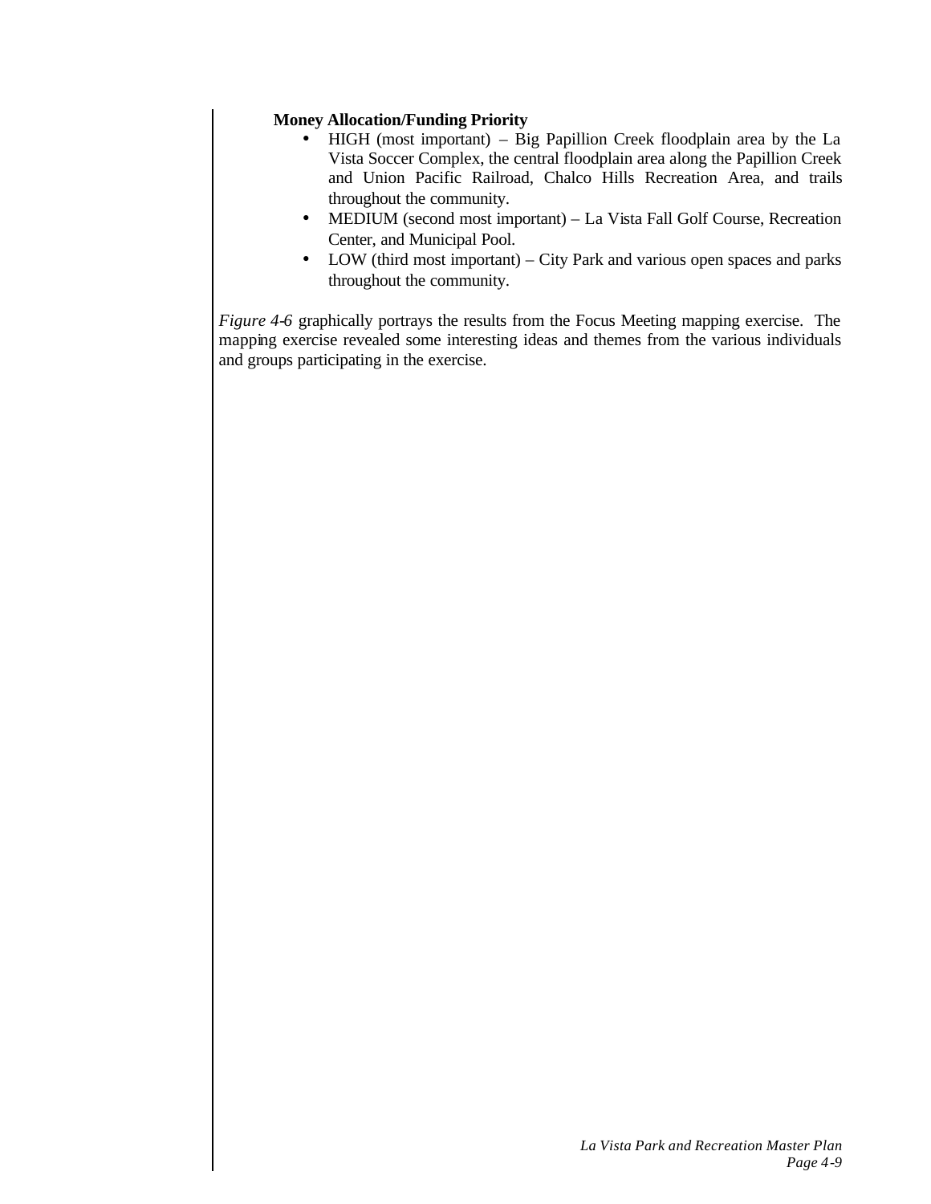**Money Allocation/Funding Priority**

- HIGH (most important) – Big Papillion Creek floodplain area by the La Vista Soccer Complex, the central floodplain area along the Papillion Creek and Union Pacific Railroad, Chalco Hills Recreation Area, and trails throughout the community.
- MEDIUM (second most important) – La Vista Fall Golf Course, Recreation Center, and Municipal Pool.
- LOW (third most important) – City Park and various open spaces and parks throughout the community.

*Figure 4-6* graphically portrays the results from the Focus Meeting mapping exercise. The mapping exercise revealed some interesting ideas and themes from the various individuals and groups participating in the exercise.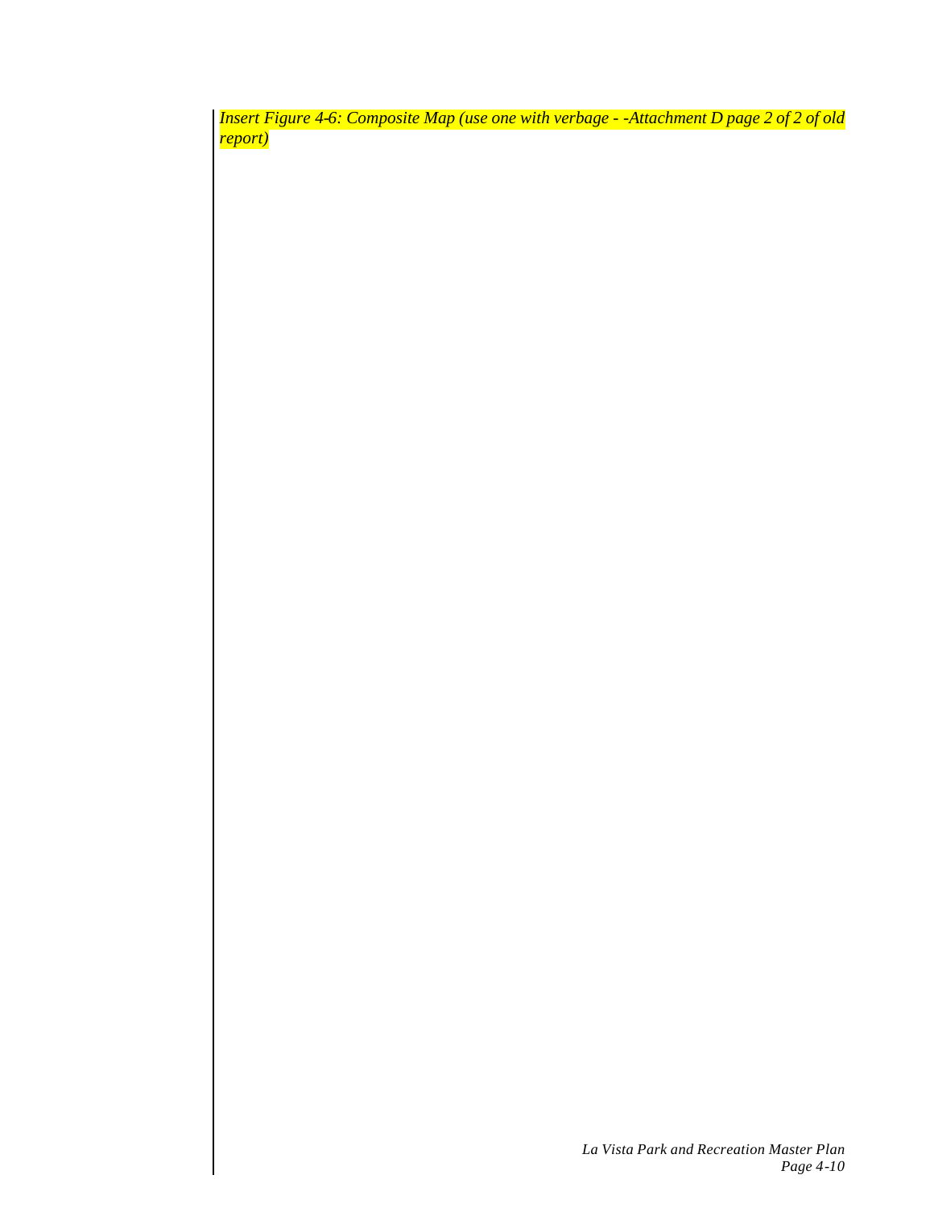*Insert Figure 4-6: Composite Map (use one with verbage - -Attachment D page 2 of 2 of old report)*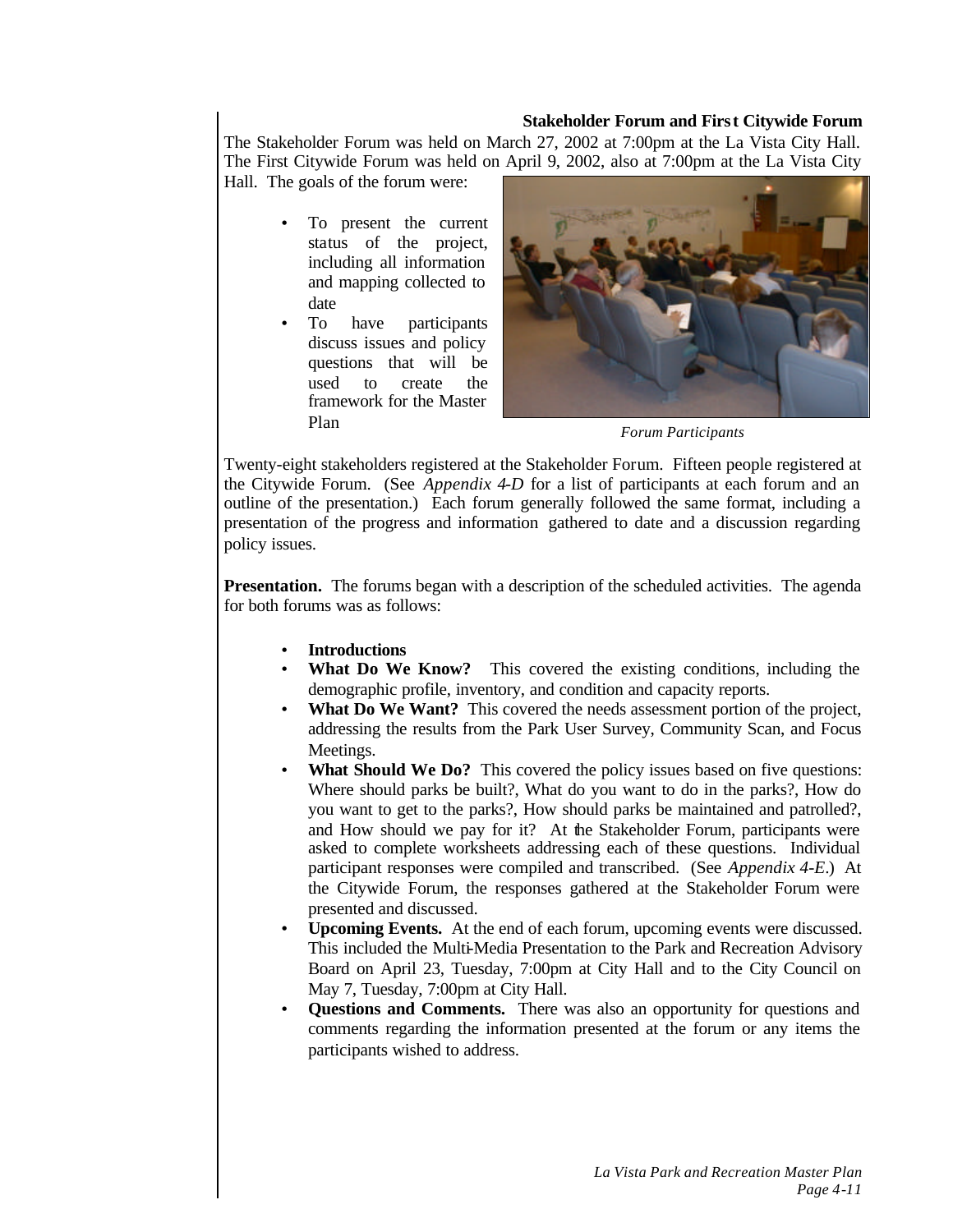### Stakeholder Forum and First Citywide Forum

The Stakeholder Forum was held on March 27, 2002 at 7:00pm at the La Vista City Hall. The First Citywide Forum was held on April 9, 2002, also at 7:00pm at the La Vista City Hall. The goals of the forum were:

- To present the current status of the project, including all information and mapping collected to date
- To have participants discuss issues and policy questions that will be used to create the framework for the Master Plan

*Forum Participants*

Twenty-eight stakeholders registered at the Stakeholder Forum. Fifteen people registered at the Citywide Forum. (See *Appendix 4-D* for a list of participants at each forum and an outline of the presentation.) Each forum generally followed the same format, including a presentation of the progress and information gathered to date and a discussion regarding policy issues.

**Presentation.** The forums began with a description of the scheduled activities. The agenda for both forums was as follows:

- **Introductions**
- **What Do We Know?** This covered the existing conditions, including the demographic profile, inventory, and condition and capacity reports.
- **What Do We Want?** This covered the needs assessment portion of the project, addressing the results from the Park User Survey, Community Scan, and Focus Meetings.
- **What Should We Do?** This covered the policy issues based on five questions: Where should parks be built?, What do you want to do in the parks?, How do you want to get to the parks?, How should parks be maintained and patrolled?, and How should we pay for it? At the Stakeholder Forum, participants were asked to complete worksheets addressing each of these questions. Individual participant responses were compiled and transcribed. (See *Appendix 4-E*.) At the Citywide Forum, the responses gathered at the Stakeholder Forum were presented and discussed.
- **Upcoming Events.** At the end of each forum, upcoming events were discussed. This included the Multi-Media Presentation to the Park and Recreation Advisory Board on April 23, Tuesday, 7:00pm at City Hall and to the City Council on May 7, Tuesday, 7:00pm at City Hall.
- **Questions and Comments.** There was also an opportunity for questions and comments regarding the information presented at the forum or any items the participants wished to address.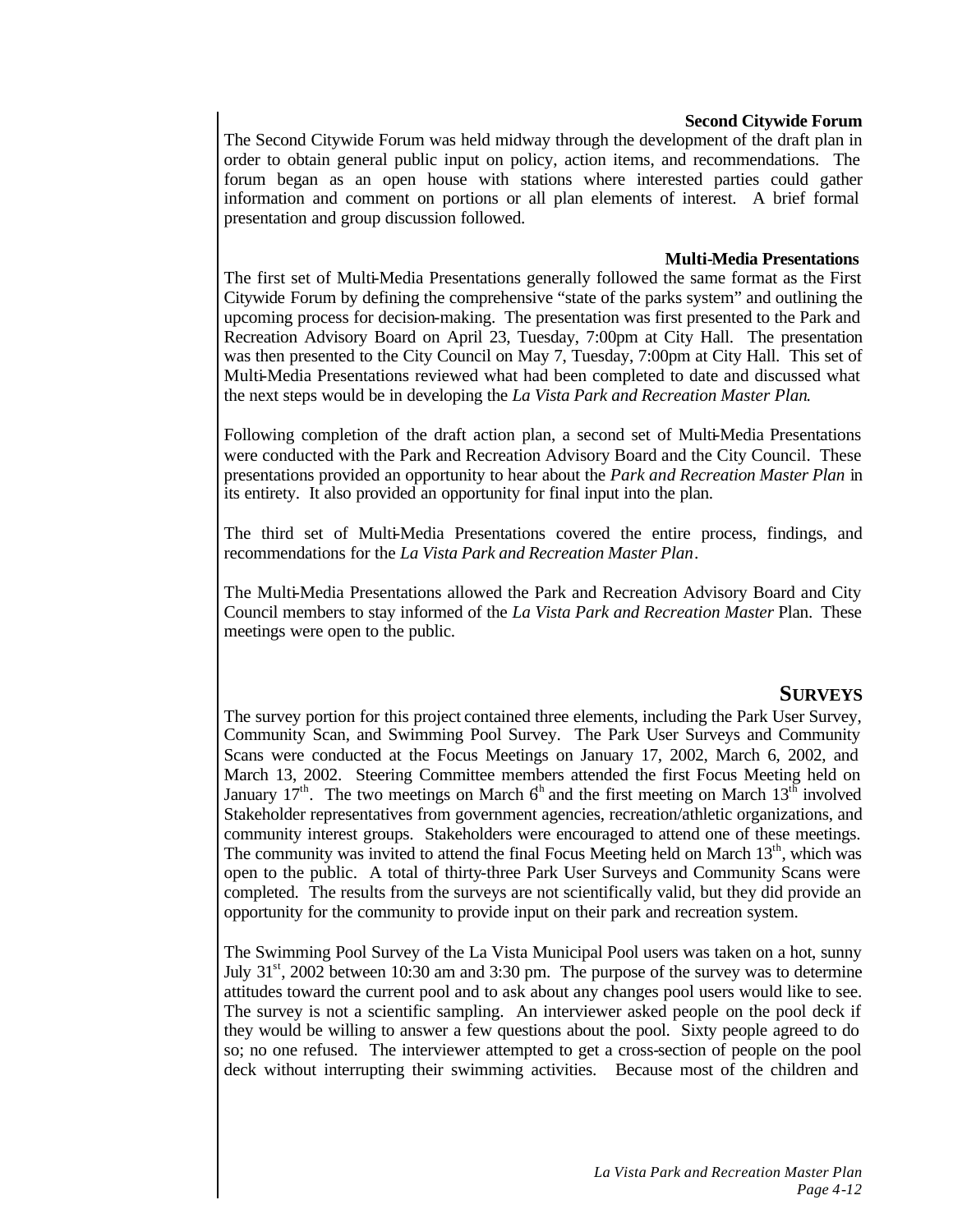### Second Citywide Forum

The Second Citywide Forum was held midway through the development of the draft plan in order to obtain general public input on policy, action items, and recommendations. The forum began as an open house with stations where interested parties could gather information and comment on portions or all plan elements of interest. A brief formal presentation and group discussion followed.

### Multi-Media Presentations

The first set of Multi-Media Presentations generally followed the same format as the First Citywide Forum by defining the comprehensive "state of the parks system" and outlining the upcoming process for decision-making. The presentation was first presented to the Park and Recreation Advisory Board on April 23, Tuesday, 7:00pm at City Hall. The presentation was then presented to the City Council on May 7, Tuesday, 7:00pm at City Hall. This set of Multi-Media Presentations reviewed what had been completed to date and discussed what the next steps would be in developing the *La Vista Park and Recreation Master Plan*.

Following completion of the draft action plan, a second set of Multi-Media Presentations were conducted with the Park and Recreation Advisory Board and the City Council. These presentations provided an opportunity to hear about the *Park and Recreation Master Plan* in its entirety. It also provided an opportunity for final input into the plan.

The third set of Multi-Media Presentations covered the entire process, findings, and recommendations for the *La Vista Park and Recreation Master Plan*.

The Multi-Media Presentations allowed the Park and Recreation Advisory Board and City Council members to stay informed of the *La Vista Park and Recreation Master* Plan. These meetings were open to the public.

## SURVEYS

The survey portion for this project contained three elements, including the Park User Survey, Community Scan, and Swimming Pool Survey. The Park User Surveys and Community Scans were conducted at the Focus Meetings on January 17, 2002, March 6, 2002, and March 13, 2002. Steering Committee members attended the first Focus Meeting held on January 17th. The two meetings on March 6th and the first meeting on March 13th involved Stakeholder representatives from government agencies, recreation/athletic organizations, and community interest groups. Stakeholders were encouraged to attend one of these meetings. The community was invited to attend the final Focus Meeting held on March 13th, which was open to the public. A total of thirty-three Park User Surveys and Community Scans were completed. The results from the surveys are not scientifically valid, but they did provide an opportunity for the community to provide input on their park and recreation system.

The Swimming Pool Survey of the La Vista Municipal Pool users was taken on a hot, sunny July 31st, 2002 between 10:30 am and 3:30 pm. The purpose of the survey was to determine attitudes toward the current pool and to ask about any changes pool users would like to see. The survey is not a scientific sampling. An interviewer asked people on the pool deck if they would be willing to answer a few questions about the pool. Sixty people agreed to do so; no one refused. The interviewer attempted to get a cross-section of people on the pool deck without interrupting their swimming activities. Because most of the children and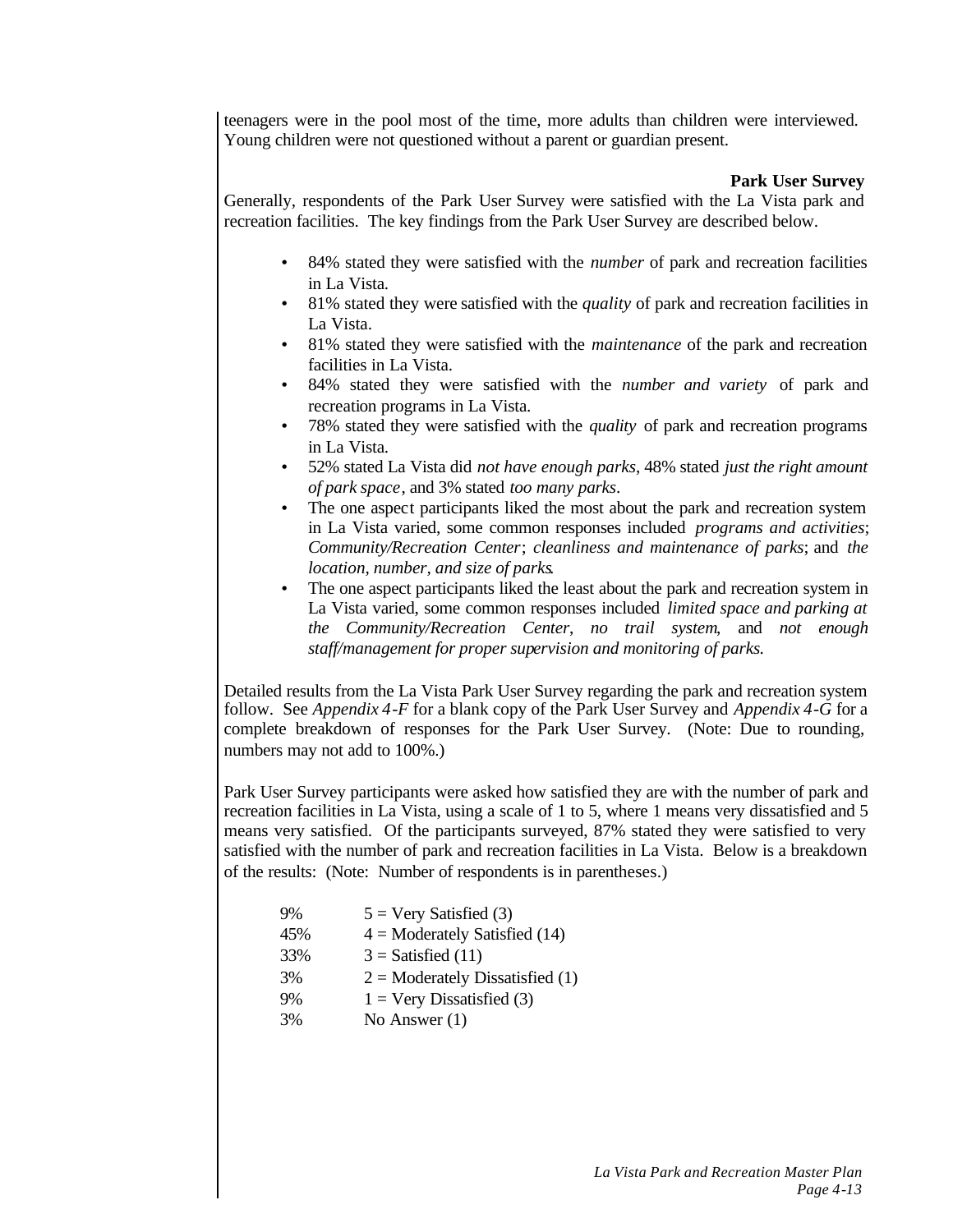teenagers were in the pool most of the time, more adults than children were interviewed. Young children were not questioned without a parent or guardian present.

### Park User Survey

Generally, respondents of the Park User Survey were satisfied with the La Vista park and recreation facilities. The key findings from the Park User Survey are described below.

- 84% stated they were satisfied with the *number* of park and recreation facilities in La Vista.
- 81% stated they were satisfied with the *quality* of park and recreation facilities in La Vista.
- 81% stated they were satisfied with the *maintenance* of the park and recreation facilities in La Vista.
- 84% stated they were satisfied with the *number and variety* of park and recreation programs in La Vista.
- 78% stated they were satisfied with the *quality* of park and recreation programs in La Vista.
- 52% stated La Vista did *not have enough parks*, 48% stated *just the right amount of park space*, and 3% stated *too many parks*.
- The one aspect participants liked the most about the park and recreation system in La Vista varied, some common responses included *programs and activities*; *Community/Recreation Center*; *cleanliness and maintenance of parks*; and *the location, number, and size of parks*.
- The one aspect participants liked the least about the park and recreation system in La Vista varied, some common responses included *limited space and parking at the Community/Recreation Center*, *no trail system*, and *not enough staff/management for proper supervision and monitoring of parks.*

Detailed results from the La Vista Park User Survey regarding the park and recreation system follow. See *Appendix 4-F* for a blank copy of the Park User Survey and *Appendix 4-G* for a complete breakdown of responses for the Park User Survey. (Note: Due to rounding, numbers may not add to 100%.)

Park User Survey participants were asked how satisfied they are with the number of park and recreation facilities in La Vista, using a scale of 1 to 5, where 1 means very dissatisfied and 5 means very satisfied. Of the participants surveyed, 87% stated they were satisfied to very satisfied with the number of park and recreation facilities in La Vista. Below is a breakdown of the results: (Note: Number of respondents is in parentheses.)

| | |
|---|---|
| 9% | 5 = Very Satisfied (3) |
| 45% | 4 = Moderately Satisfied (14) |
| 33% | 3 = Satisfied (11) |
| 3% | 2 = Moderately Dissatisfied (1) |
| 9% | 1 = Very Dissatisfied (3) |
| 3% | No Answer (1) |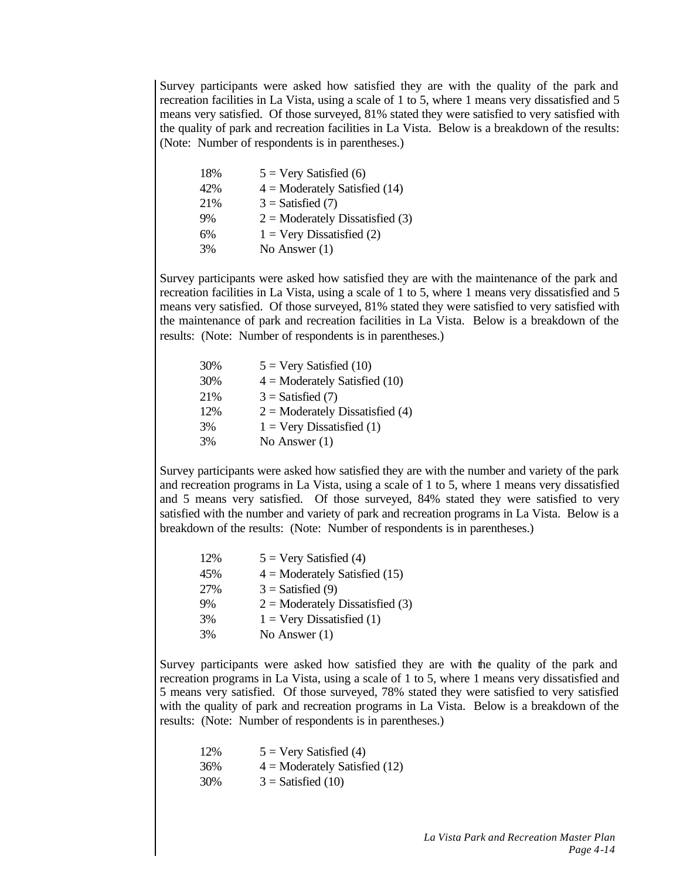Survey participants were asked how satisfied they are with the quality of the park and recreation facilities in La Vista, using a scale of 1 to 5, where 1 means very dissatisfied and 5 means very satisfied. Of those surveyed, 81% stated they were satisfied to very satisfied with the quality of park and recreation facilities in La Vista. Below is a breakdown of the results: (Note: Number of respondents is in parentheses.)

| | |
|---|---|
| 18% | 5 = Very Satisfied (6) |
| 42% | 4 = Moderately Satisfied (14) |
| 21% | 3 = Satisfied (7) |
| 9% | 2 = Moderately Dissatisfied (3) |
| 6% | 1 = Very Dissatisfied (2) |
| 3% | No Answer (1) |

Survey participants were asked how satisfied they are with the maintenance of the park and recreation facilities in La Vista, using a scale of 1 to 5, where 1 means very dissatisfied and 5 means very satisfied. Of those surveyed, 81% stated they were satisfied to very satisfied with the maintenance of park and recreation facilities in La Vista. Below is a breakdown of the results: (Note: Number of respondents is in parentheses.)

| | |
|---|---|
| 30% | 5 = Very Satisfied (10) |
| 30% | 4 = Moderately Satisfied (10) |
| 21% | 3 = Satisfied (7) |
| 12% | 2 = Moderately Dissatisfied (4) |
| 3% | 1 = Very Dissatisfied (1) |
| 3% | No Answer (1) |

Survey participants were asked how satisfied they are with the number and variety of the park and recreation programs in La Vista, using a scale of 1 to 5, where 1 means very dissatisfied and 5 means very satisfied. Of those surveyed, 84% stated they were satisfied to very satisfied with the number and variety of park and recreation programs in La Vista. Below is a breakdown of the results: (Note: Number of respondents is in parentheses.)

| | |
|---|---|
| 12% | 5 = Very Satisfied (4) |
| 45% | 4 = Moderately Satisfied (15) |
| 27% | 3 = Satisfied (9) |
| 9% | 2 = Moderately Dissatisfied (3) |
| 3% | 1 = Very Dissatisfied (1) |
| 3% | No Answer (1) |

Survey participants were asked how satisfied they are with the quality of the park and recreation programs in La Vista, using a scale of 1 to 5, where 1 means very dissatisfied and 5 means very satisfied. Of those surveyed, 78% stated they were satisfied to very satisfied with the quality of park and recreation programs in La Vista. Below is a breakdown of the results: (Note: Number of respondents is in parentheses.)

| | |
|---|---|
| 12% | 5 = Very Satisfied (4) |
| 36% | 4 = Moderately Satisfied (12) |
| 30% | 3 = Satisfied (10) |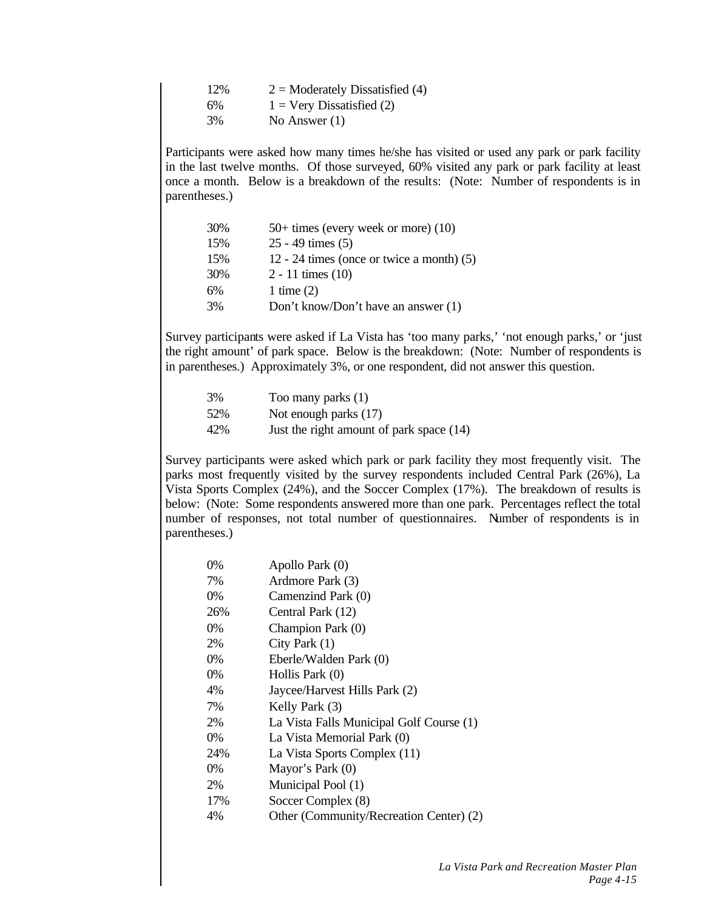| | |
|---|---|
| 12% | 2 = Moderately Dissatisfied (4) |
| 6% | 1 = Very Dissatisfied (2) |
| 3% | No Answer (1) |

Participants were asked how many times he/she has visited or used any park or park facility in the last twelve months. Of those surveyed, 60% visited any park or park facility at least once a month. Below is a breakdown of the results: (Note: Number of respondents is in parentheses.)

| | |
|---|---|
| 30% | 50+ times (every week or more) (10) |
| 15% | 25 - 49 times (5) |
| 15% | 12 - 24 times (once or twice a month) (5) |
| 30% | 2 - 11 times (10) |
| 6% | 1 time (2) |
| 3% | Don't know/Don't have an answer (1) |

Survey participants were asked if La Vista has 'too many parks,' 'not enough parks,' or 'just the right amount' of park space. Below is the breakdown: (Note: Number of respondents is in parentheses.) Approximately 3%, or one respondent, did not answer this question.

| | |
|---|---|
| 3% | Too many parks (1) |
| 52% | Not enough parks (17) |
| 42% | Just the right amount of park space (14) |

Survey participants were asked which park or park facility they most frequently visit. The parks most frequently visited by the survey respondents included Central Park (26%), La Vista Sports Complex (24%), and the Soccer Complex (17%). The breakdown of results is below: (Note: Some respondents answered more than one park. Percentages reflect the total number of responses, not total number of questionnaires. Number of respondents is in parentheses.)

| | |
|---|---|
| 0% | Apollo Park (0) |
| 7% | Ardmore Park (3) |
| 0% | Camenzind Park (0) |
| 26% | Central Park (12) |
| 0% | Champion Park (0) |
| 2% | City Park (1) |
| 0% | Eberle/Walden Park (0) |
| 0% | Hollis Park (0) |
| 4% | Jaycee/Harvest Hills Park (2) |
| 7% | Kelly Park (3) |
| 2% | La Vista Falls Municipal Golf Course (1) |
| 0% | La Vista Memorial Park (0) |
| 24% | La Vista Sports Complex (11) |
| 0% | Mayor's Park (0) |
| 2% | Municipal Pool (1) |
| 17% | Soccer Complex (8) |
| 4% | Other (Community/Recreation Center) (2) |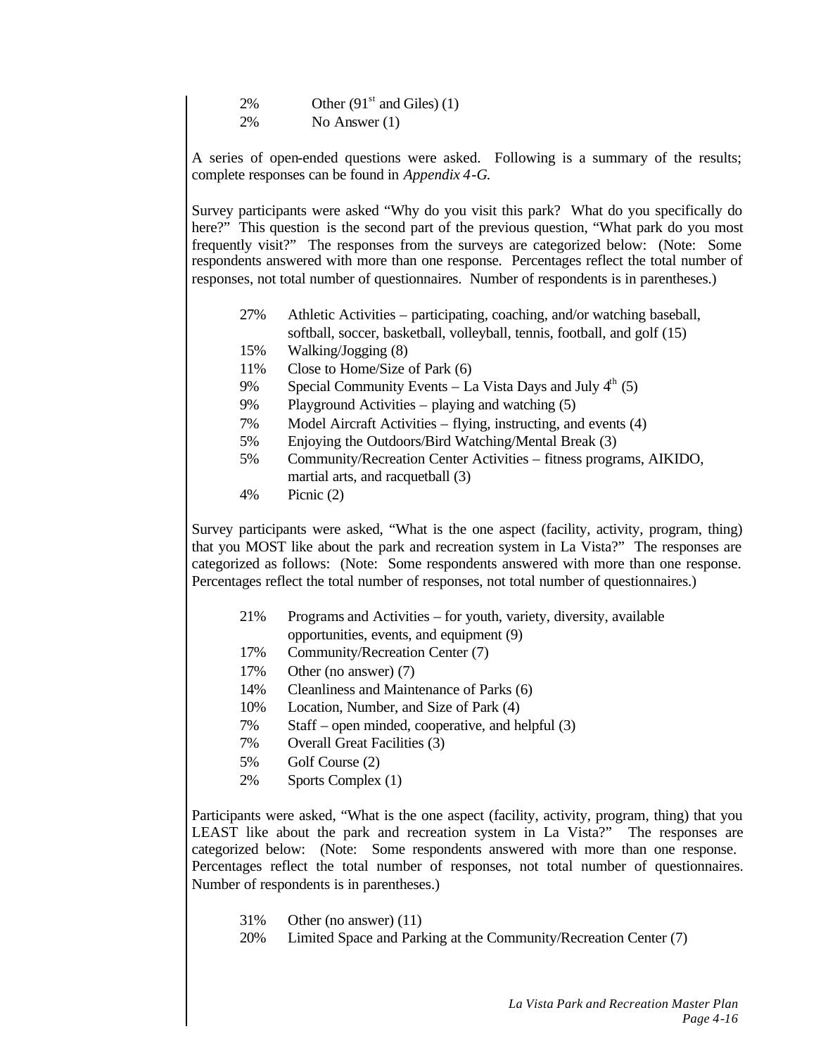2%	Other (91st and Giles) (1)
2%	No Answer (1)

A series of open-ended questions were asked. Following is a summary of the results; complete responses can be found in *Appendix 4-G.*

Survey participants were asked "Why do you visit this park? What do you specifically do here?" This question is the second part of the previous question, "What park do you most frequently visit?" The responses from the surveys are categorized below: (Note: Some respondents answered with more than one response. Percentages reflect the total number of responses, not total number of questionnaires. Number of respondents is in parentheses.)

- 27% Athletic Activities – participating, coaching, and/or watching baseball, softball, soccer, basketball, volleyball, tennis, football, and golf (15)
- 15% Walking/Jogging (8)
- 11% Close to Home/Size of Park (6)
- 9% Special Community Events – La Vista Days and July 4th (5)
- 9% Playground Activities – playing and watching (5)
- 7% Model Aircraft Activities – flying, instructing, and events (4)
- 5% Enjoying the Outdoors/Bird Watching/Mental Break (3)
- 5% Community/Recreation Center Activities – fitness programs, AIKIDO, martial arts, and racquetball (3)
- 4% Picnic (2)

Survey participants were asked, "What is the one aspect (facility, activity, program, thing) that you MOST like about the park and recreation system in La Vista?" The responses are categorized as follows: (Note: Some respondents answered with more than one response. Percentages reflect the total number of responses, not total number of questionnaires.)

- 21% Programs and Activities – for youth, variety, diversity, available opportunities, events, and equipment (9)
- 17% Community/Recreation Center (7)
- 17% Other (no answer) (7)
- 14% Cleanliness and Maintenance of Parks (6)
- 10% Location, Number, and Size of Park (4)
- 7% Staff – open minded, cooperative, and helpful (3)
- 7% Overall Great Facilities (3)
- 5% Golf Course (2)
- 2% Sports Complex (1)

Participants were asked, "What is the one aspect (facility, activity, program, thing) that you LEAST like about the park and recreation system in La Vista?" The responses are categorized below: (Note: Some respondents answered with more than one response. Percentages reflect the total number of responses, not total number of questionnaires. Number of respondents is in parentheses.)

- 31% Other (no answer) (11)
- 20% Limited Space and Parking at the Community/Recreation Center (7)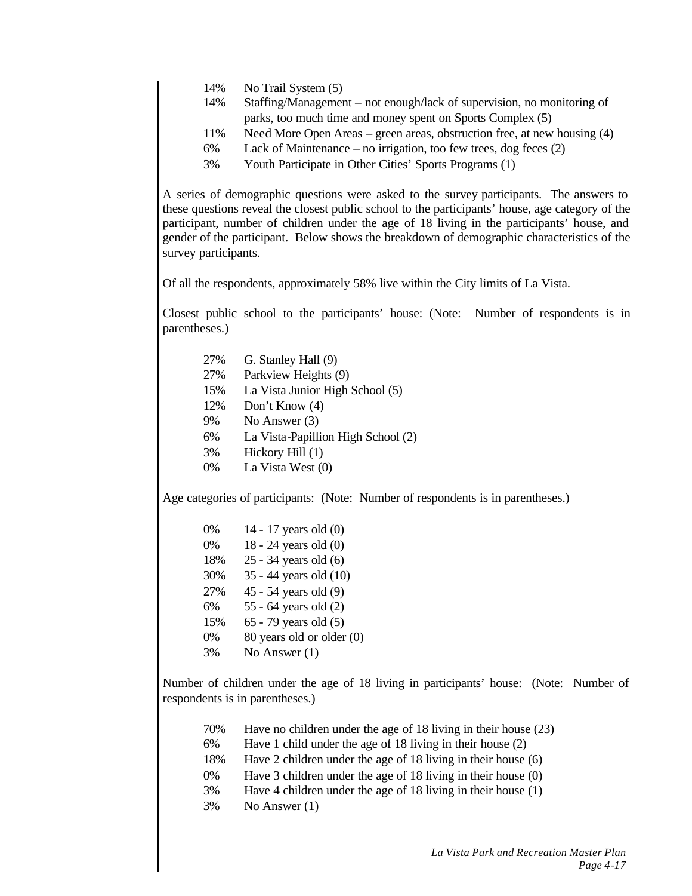14% No Trail System (5)

14% Staffing/Management – not enough/lack of supervision, no monitoring of parks, too much time and money spent on Sports Complex (5)

11% Need More Open Areas – green areas, obstruction free, at new housing (4)

6% Lack of Maintenance – no irrigation, too few trees, dog feces (2)

3% Youth Participate in Other Cities' Sports Programs (1)

A series of demographic questions were asked to the survey participants. The answers to these questions reveal the closest public school to the participants' house, age category of the participant, number of children under the age of 18 living in the participants' house, and gender of the participant. Below shows the breakdown of demographic characteristics of the survey participants.

Of all the respondents, approximately 58% live within the City limits of La Vista.

Closest public school to the participants' house: (Note: Number of respondents is in parentheses.)

27% G. Stanley Hall (9)

27% Parkview Heights (9)

15% La Vista Junior High School (5)

12% Don't Know (4)

9% No Answer (3)

6% La Vista-Papillion High School (2)

3% Hickory Hill (1)

0% La Vista West (0)

Age categories of participants: (Note: Number of respondents is in parentheses.)

0% 14 - 17 years old (0)

0% 18 - 24 years old (0)

18% 25 - 34 years old (6)

30% 35 - 44 years old (10)

27% 45 - 54 years old (9)

6% 55 - 64 years old (2)

15% 65 - 79 years old (5)

0% 80 years old or older (0)

3% No Answer (1)

Number of children under the age of 18 living in participants' house: (Note: Number of respondents is in parentheses.)

70% Have no children under the age of 18 living in their house (23)

6% Have 1 child under the age of 18 living in their house (2)

18% Have 2 children under the age of 18 living in their house (6)

0% Have 3 children under the age of 18 living in their house (0)

3% Have 4 children under the age of 18 living in their house (1)

3% No Answer (1)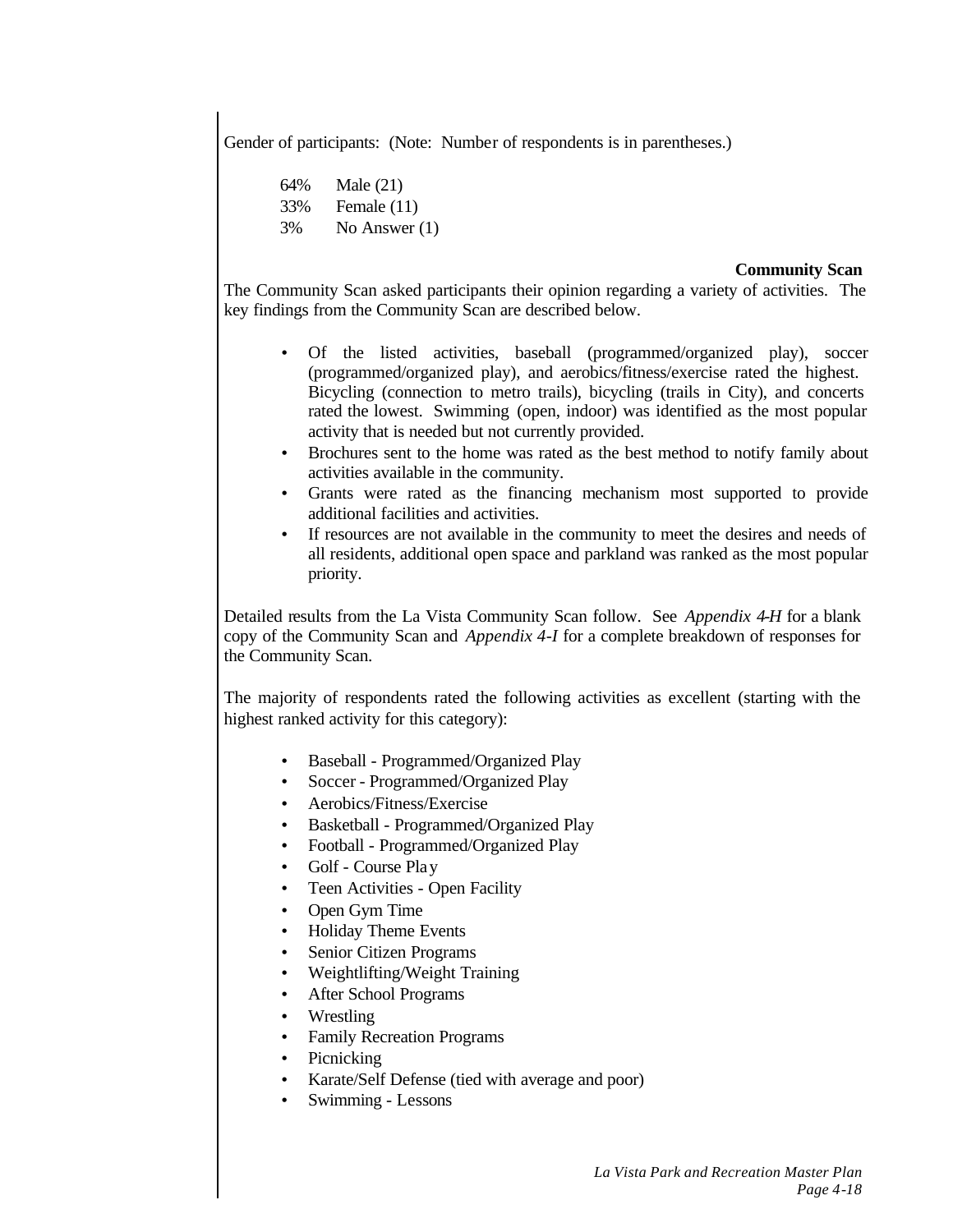Gender of participants: (Note: Number of respondents is in parentheses.)

64% Male (21)
33% Female (11)
3% No Answer (1)

### Community Scan

The Community Scan asked participants their opinion regarding a variety of activities. The key findings from the Community Scan are described below.

- Of the listed activities, baseball (programmed/organized play), soccer (programmed/organized play), and aerobics/fitness/exercise rated the highest. Bicycling (connection to metro trails), bicycling (trails in City), and concerts rated the lowest. Swimming (open, indoor) was identified as the most popular activity that is needed but not currently provided.
- Brochures sent to the home was rated as the best method to notify family about activities available in the community.
- Grants were rated as the financing mechanism most supported to provide additional facilities and activities.
- If resources are not available in the community to meet the desires and needs of all residents, additional open space and parkland was ranked as the most popular priority.

Detailed results from the La Vista Community Scan follow. See *Appendix 4-H* for a blank copy of the Community Scan and *Appendix 4-I* for a complete breakdown of responses for the Community Scan.

The majority of respondents rated the following activities as excellent (starting with the highest ranked activity for this category):

- Baseball - Programmed/Organized Play
- Soccer - Programmed/Organized Play
- Aerobics/Fitness/Exercise
- Basketball - Programmed/Organized Play
- Football - Programmed/Organized Play
- Golf - Course Play
- Teen Activities - Open Facility
- Open Gym Time
- Holiday Theme Events
- Senior Citizen Programs
- Weightlifting/Weight Training
- After School Programs
- Wrestling
- Family Recreation Programs
- Picnicking
- Karate/Self Defense (tied with average and poor)
- Swimming - Lessons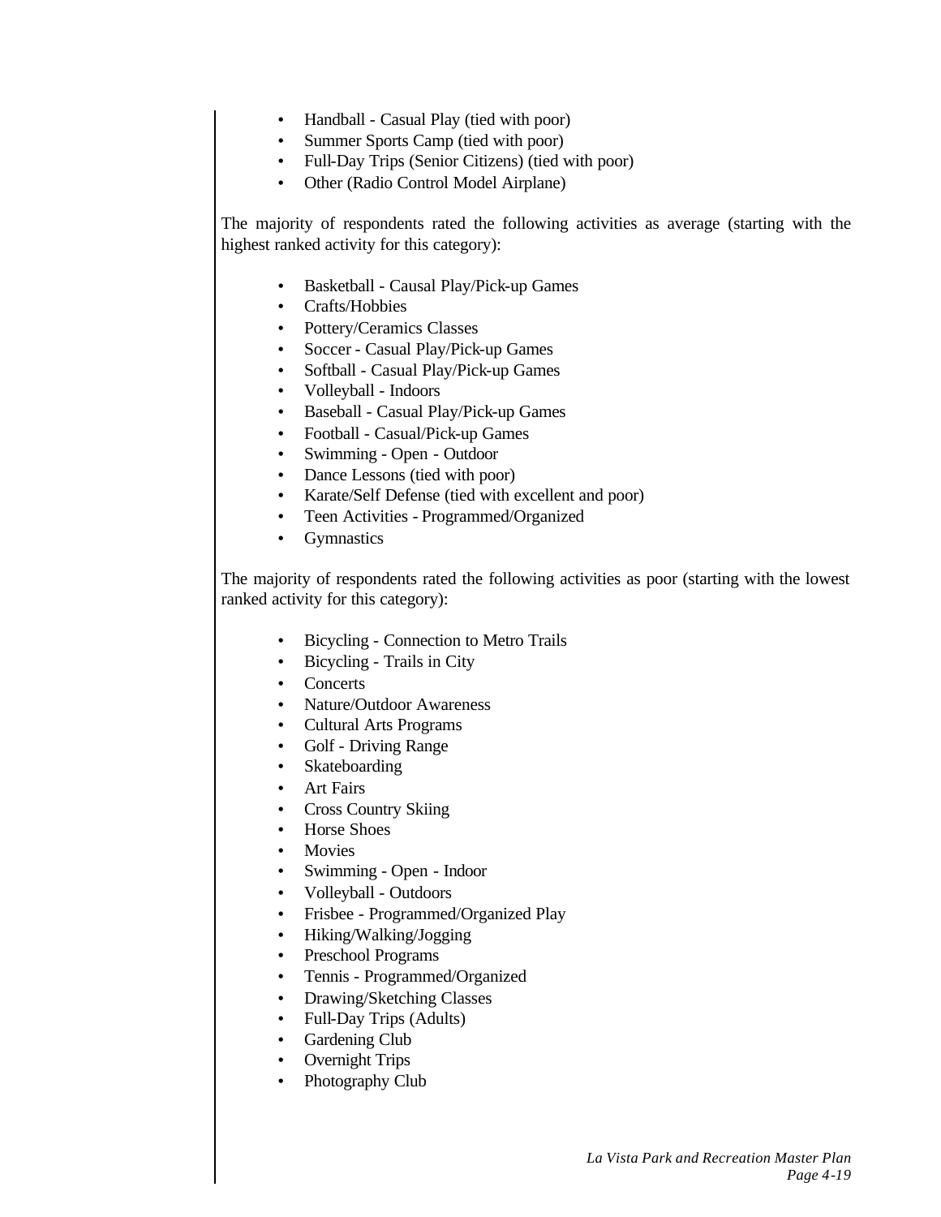- Handball - Casual Play (tied with poor)
- Summer Sports Camp (tied with poor)
- Full-Day Trips (Senior Citizens) (tied with poor)
- Other (Radio Control Model Airplane)

The majority of respondents rated the following activities as average (starting with the highest ranked activity for this category):

- Basketball - Causal Play/Pick-up Games
- Crafts/Hobbies
- Pottery/Ceramics Classes
- Soccer - Casual Play/Pick-up Games
- Softball - Casual Play/Pick-up Games
- Volleyball - Indoors
- Baseball - Casual Play/Pick-up Games
- Football - Casual/Pick-up Games
- Swimming - Open - Outdoor
- Dance Lessons (tied with poor)
- Karate/Self Defense (tied with excellent and poor)
- Teen Activities - Programmed/Organized
- Gymnastics

The majority of respondents rated the following activities as poor (starting with the lowest ranked activity for this category):

- Bicycling - Connection to Metro Trails
- Bicycling - Trails in City
- Concerts
- Nature/Outdoor Awareness
- Cultural Arts Programs
- Golf - Driving Range
- Skateboarding
- Art Fairs
- Cross Country Skiing
- Horse Shoes
- Movies
- Swimming - Open - Indoor
- Volleyball - Outdoors
- Frisbee - Programmed/Organized Play
- Hiking/Walking/Jogging
- Preschool Programs
- Tennis - Programmed/Organized
- Drawing/Sketching Classes
- Full-Day Trips (Adults)
- Gardening Club
- Overnight Trips
- Photography Club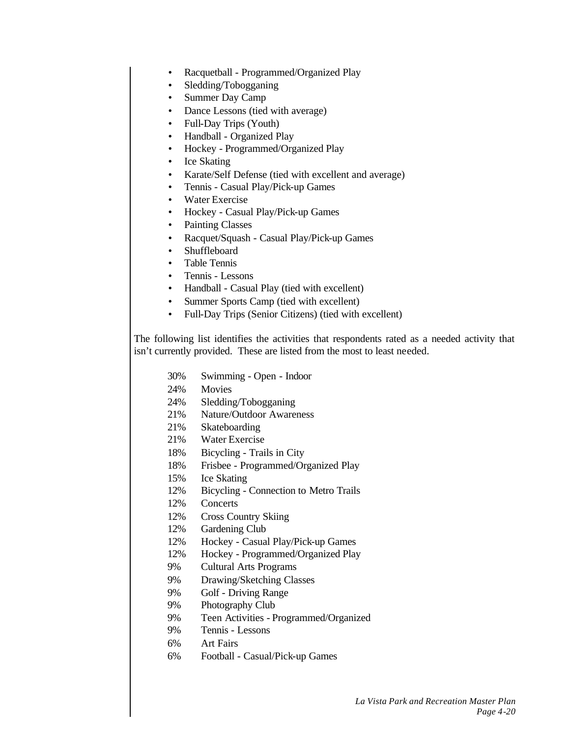- Racquetball - Programmed/Organized Play
- Sledding/Tobogganing
- Summer Day Camp
- Dance Lessons (tied with average)
- Full-Day Trips (Youth)
- Handball - Organized Play
- Hockey - Programmed/Organized Play
- Ice Skating
- Karate/Self Defense (tied with excellent and average)
- Tennis - Casual Play/Pick-up Games
- Water Exercise
- Hockey - Casual Play/Pick-up Games
- Painting Classes
- Racquet/Squash - Casual Play/Pick-up Games
- Shuffleboard
- Table Tennis
- Tennis - Lessons
- Handball - Casual Play (tied with excellent)
- Summer Sports Camp (tied with excellent)
- Full-Day Trips (Senior Citizens) (tied with excellent)

The following list identifies the activities that respondents rated as a needed activity that isn't currently provided. These are listed from the most to least needed.

| | |
|---|---|
| 30% | Swimming - Open - Indoor |
| 24% | Movies |
| 24% | Sledding/Tobogganing |
| 21% | Nature/Outdoor Awareness |
| 21% | Skateboarding |
| 21% | Water Exercise |
| 18% | Bicycling - Trails in City |
| 18% | Frisbee - Programmed/Organized Play |
| 15% | Ice Skating |
| 12% | Bicycling - Connection to Metro Trails |
| 12% | Concerts |
| 12% | Cross Country Skiing |
| 12% | Gardening Club |
| 12% | Hockey - Casual Play/Pick-up Games |
| 12% | Hockey - Programmed/Organized Play |
| 9% | Cultural Arts Programs |
| 9% | Drawing/Sketching Classes |
| 9% | Golf - Driving Range |
| 9% | Photography Club |
| 9% | Teen Activities - Programmed/Organized |
| 9% | Tennis - Lessons |
| 6% | Art Fairs |
| 6% | Football - Casual/Pick-up Games |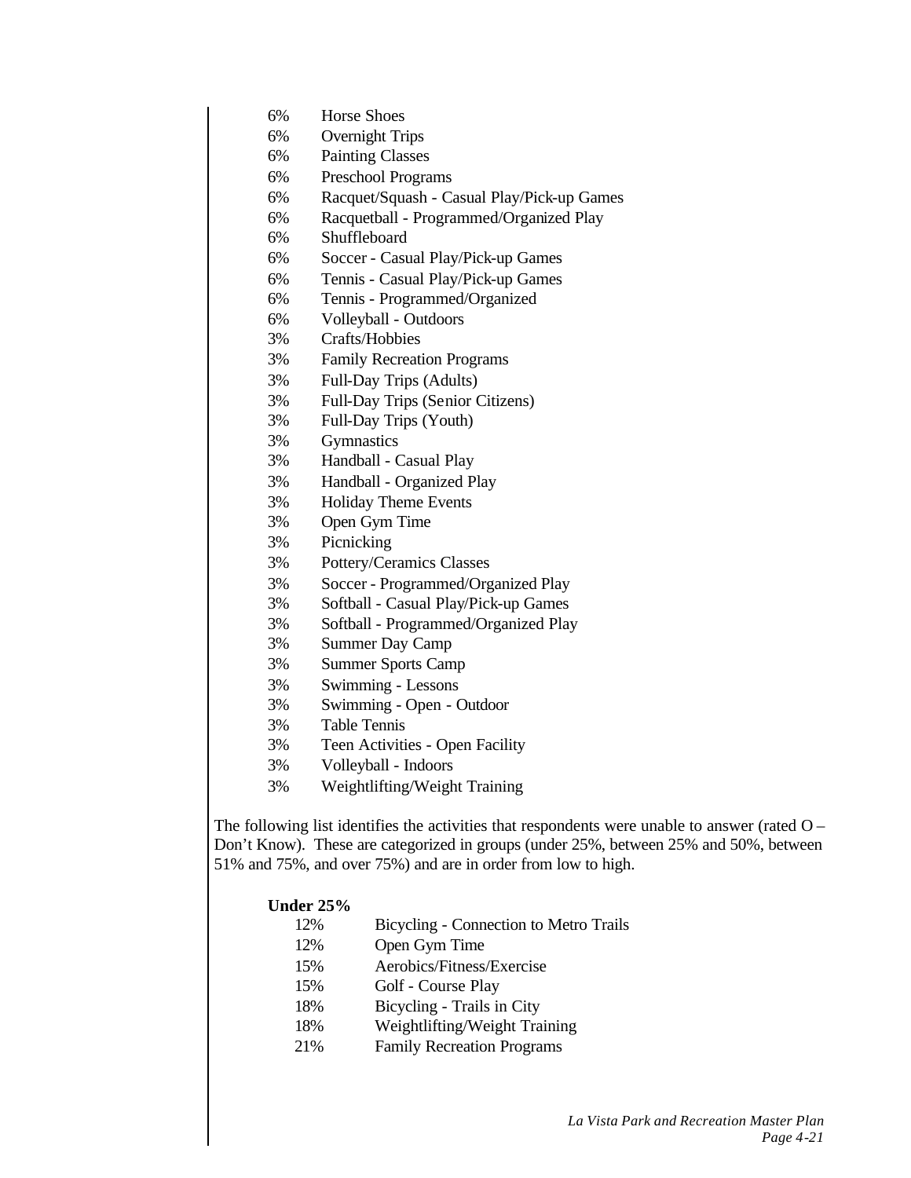6% Horse Shoes
6% Overnight Trips
6% Painting Classes
6% Preschool Programs
6% Racquet/Squash - Casual Play/Pick-up Games
6% Racquetball - Programmed/Organized Play
6% Shuffleboard
6% Soccer - Casual Play/Pick-up Games
6% Tennis - Casual Play/Pick-up Games
6% Tennis - Programmed/Organized
6% Volleyball - Outdoors
3% Crafts/Hobbies
3% Family Recreation Programs
3% Full-Day Trips (Adults)
3% Full-Day Trips (Senior Citizens)
3% Full-Day Trips (Youth)
3% Gymnastics
3% Handball - Casual Play
3% Handball - Organized Play
3% Holiday Theme Events
3% Open Gym Time
3% Picnicking
3% Pottery/Ceramics Classes
3% Soccer - Programmed/Organized Play
3% Softball - Casual Play/Pick-up Games
3% Softball - Programmed/Organized Play
3% Summer Day Camp
3% Summer Sports Camp
3% Swimming - Lessons
3% Swimming - Open - Outdoor
3% Table Tennis
3% Teen Activities - Open Facility
3% Volleyball - Indoors
3% Weightlifting/Weight Training

The following list identifies the activities that respondents were unable to answer (rated O – Don't Know). These are categorized in groups (under 25%, between 25% and 50%, between 51% and 75%, and over 75%) and are in order from low to high.

**Under 25%**

12% Bicycling - Connection to Metro Trails
12% Open Gym Time
15% Aerobics/Fitness/Exercise
15% Golf - Course Play
18% Bicycling - Trails in City
18% Weightlifting/Weight Training
21% Family Recreation Programs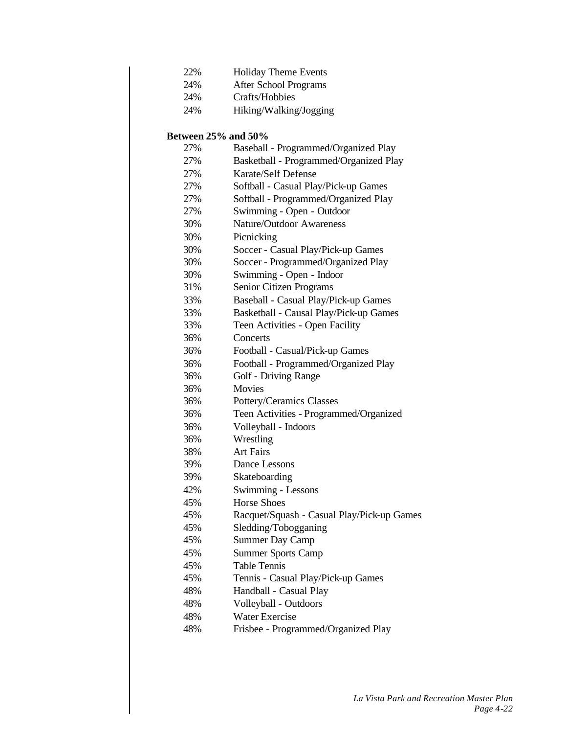22% Holiday Theme Events
24% After School Programs
24% Crafts/Hobbies
24% Hiking/Walking/Jogging

**Between 25% and 50%**

27% Baseball - Programmed/Organized Play
27% Basketball - Programmed/Organized Play
27% Karate/Self Defense
27% Softball - Casual Play/Pick-up Games
27% Softball - Programmed/Organized Play
27% Swimming - Open - Outdoor
30% Nature/Outdoor Awareness
30% Picnicking
30% Soccer - Casual Play/Pick-up Games
30% Soccer - Programmed/Organized Play
30% Swimming - Open - Indoor
31% Senior Citizen Programs
33% Baseball - Casual Play/Pick-up Games
33% Basketball - Causal Play/Pick-up Games
33% Teen Activities - Open Facility
36% Concerts
36% Football - Casual/Pick-up Games
36% Football - Programmed/Organized Play
36% Golf - Driving Range
36% Movies
36% Pottery/Ceramics Classes
36% Teen Activities - Programmed/Organized
36% Volleyball - Indoors
36% Wrestling
38% Art Fairs
39% Dance Lessons
39% Skateboarding
42% Swimming - Lessons
45% Horse Shoes
45% Racquet/Squash - Casual Play/Pick-up Games
45% Sledding/Tobogganing
45% Summer Day Camp
45% Summer Sports Camp
45% Table Tennis
45% Tennis - Casual Play/Pick-up Games
48% Handball - Casual Play
48% Volleyball - Outdoors
48% Water Exercise
48% Frisbee - Programmed/Organized Play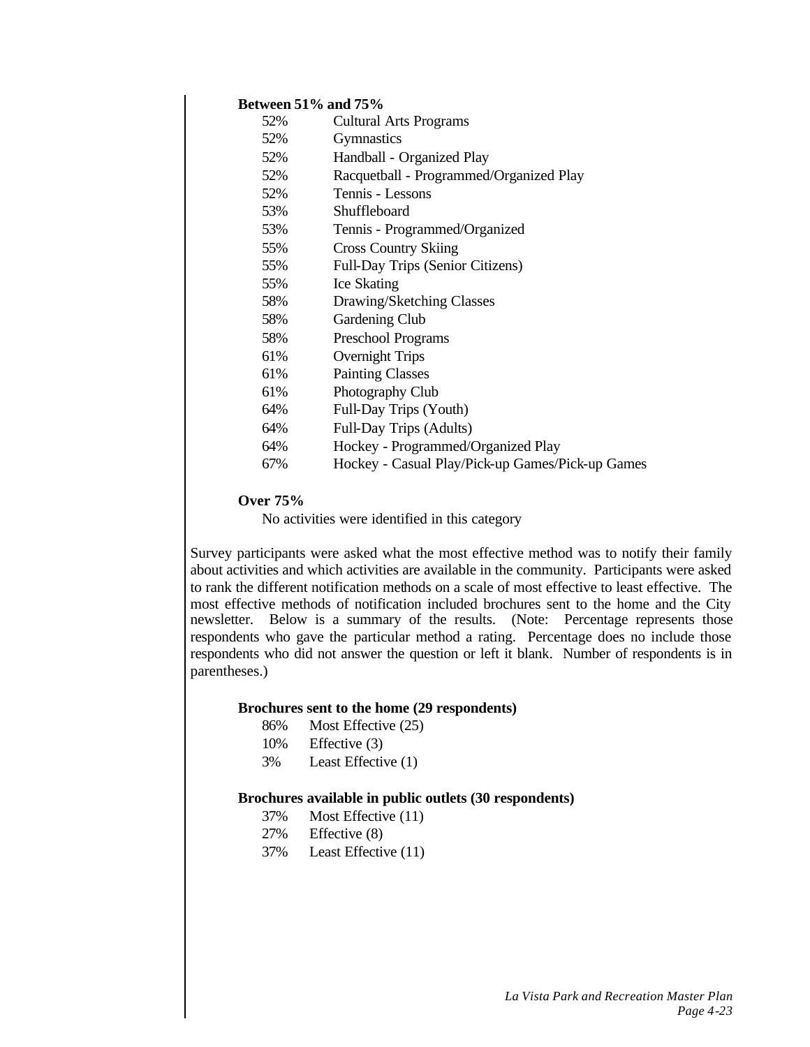**Between 51% and 75%**

52%  Cultural Arts Programs
52%  Gymnastics
52%  Handball - Organized Play
52%  Racquetball - Programmed/Organized Play
52%  Tennis - Lessons
53%  Shuffleboard
53%  Tennis - Programmed/Organized
55%  Cross Country Skiing
55%  Full-Day Trips (Senior Citizens)
55%  Ice Skating
58%  Drawing/Sketching Classes
58%  Gardening Club
58%  Preschool Programs
61%  Overnight Trips
61%  Painting Classes
61%  Photography Club
64%  Full-Day Trips (Youth)
64%  Full-Day Trips (Adults)
64%  Hockey - Programmed/Organized Play
67%  Hockey - Casual Play/Pick-up Games/Pick-up Games

**Over 75%**

No activities were identified in this category

Survey participants were asked what the most effective method was to notify their family about activities and which activities are available in the community. Participants were asked to rank the different notification methods on a scale of most effective to least effective. The most effective methods of notification included brochures sent to the home and the City newsletter. Below is a summary of the results. (Note: Percentage represents those respondents who gave the particular method a rating. Percentage does no include those respondents who did not answer the question or left it blank. Number of respondents is in parentheses.)

**Brochures sent to the home (29 respondents)**

86%  Most Effective (25)
10%  Effective (3)
3%  Least Effective (1)

**Brochures available in public outlets (30 respondents)**

37%  Most Effective (11)
27%  Effective (8)
37%  Least Effective (11)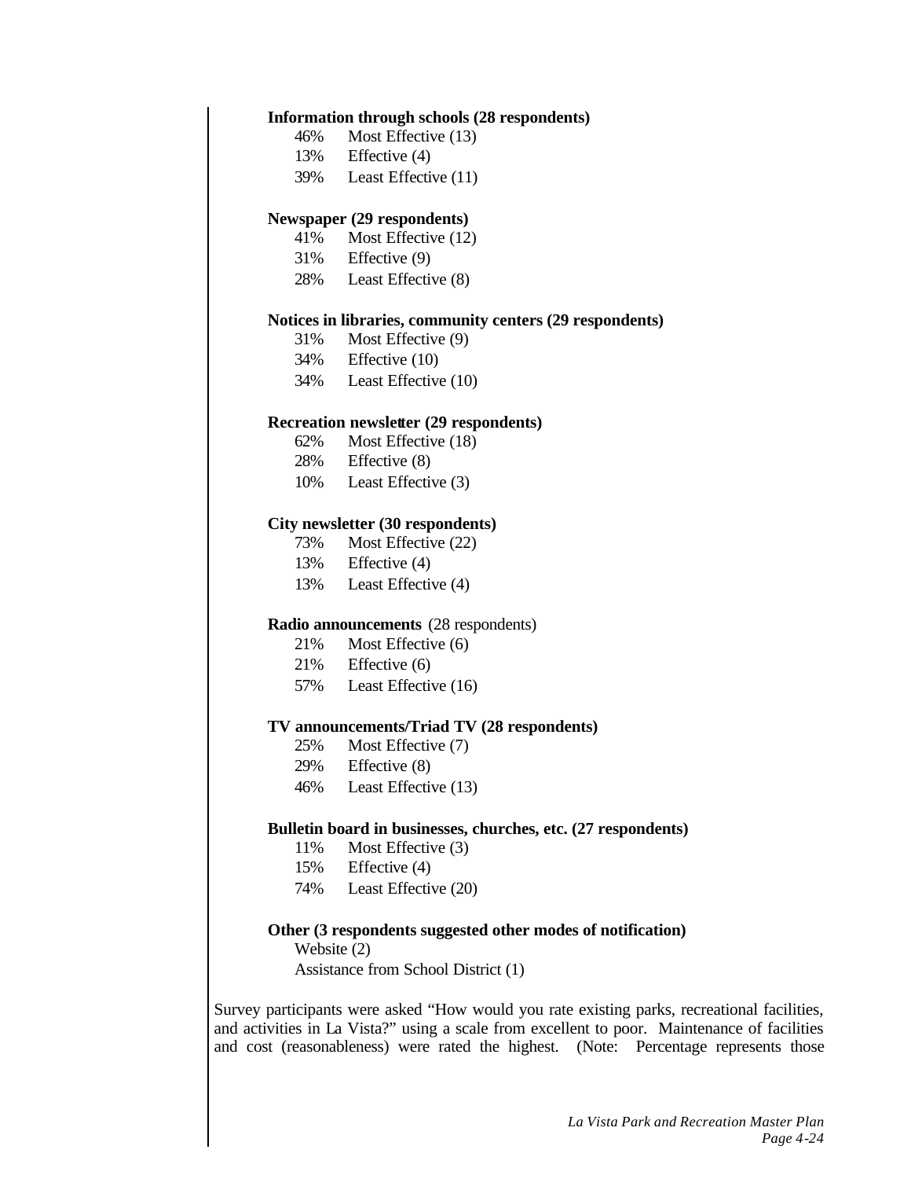**Information through schools (28 respondents)**

46% Most Effective (13)
13% Effective (4)
39% Least Effective (11)

**Newspaper (29 respondents)**

41% Most Effective (12)
31% Effective (9)
28% Least Effective (8)

**Notices in libraries, community centers (29 respondents)**

31% Most Effective (9)
34% Effective (10)
34% Least Effective (10)

**Recreation newsletter (29 respondents)**

62% Most Effective (18)
28% Effective (8)
10% Least Effective (3)

**City newsletter (30 respondents)**

73% Most Effective (22)
13% Effective (4)
13% Least Effective (4)

**Radio announcements** (28 respondents)

21% Most Effective (6)
21% Effective (6)
57% Least Effective (16)

**TV announcements/Triad TV (28 respondents)**

25% Most Effective (7)
29% Effective (8)
46% Least Effective (13)

**Bulletin board in businesses, churches, etc. (27 respondents)**

11% Most Effective (3)
15% Effective (4)
74% Least Effective (20)

**Other (3 respondents suggested other modes of notification)**

Website (2)
Assistance from School District (1)

Survey participants were asked "How would you rate existing parks, recreational facilities, and activities in La Vista?" using a scale from excellent to poor. Maintenance of facilities and cost (reasonableness) were rated the highest. (Note: Percentage represents those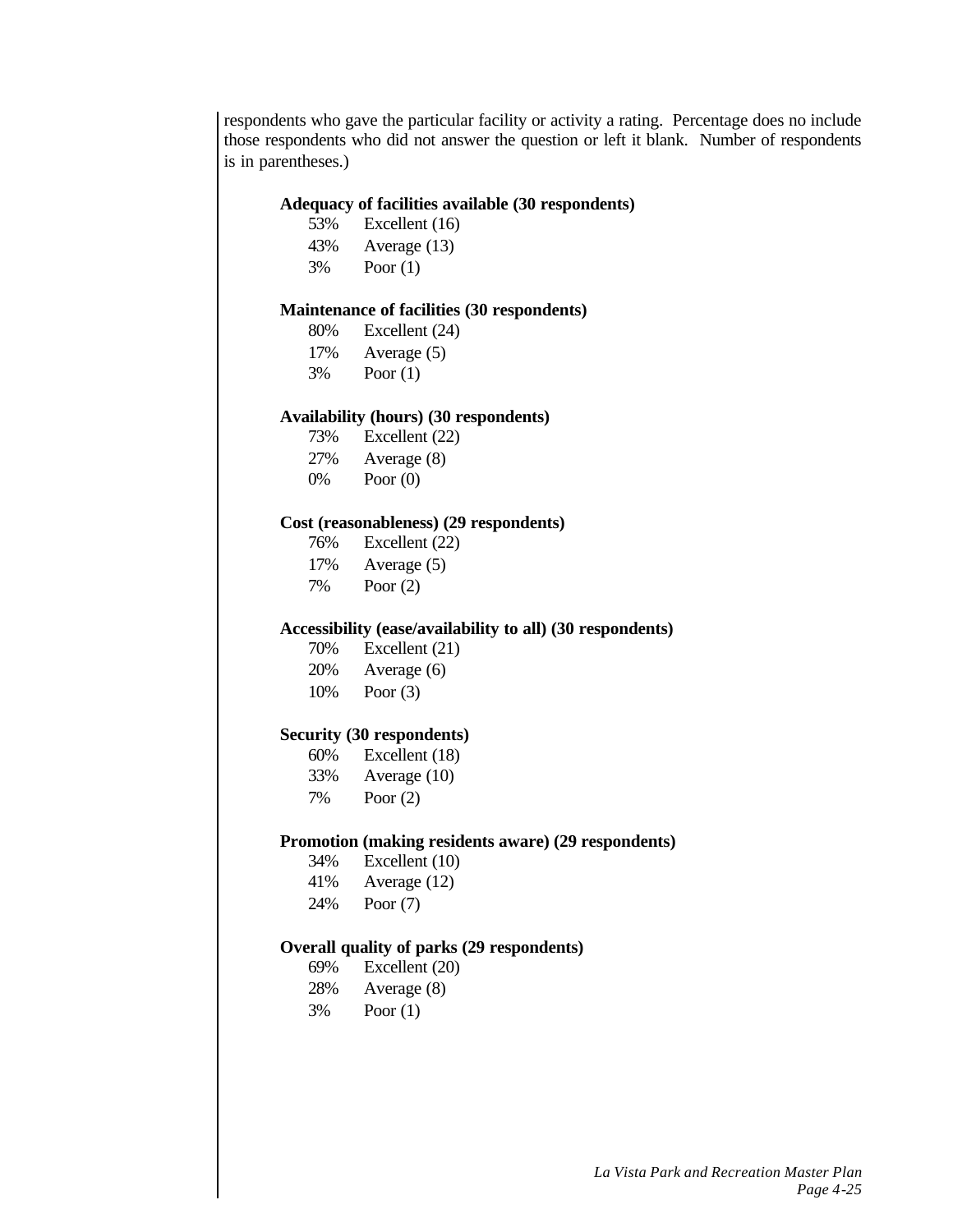respondents who gave the particular facility or activity a rating. Percentage does no include those respondents who did not answer the question or left it blank. Number of respondents is in parentheses.)

**Adequacy of facilities available (30 respondents)**

53% Excellent (16)
43% Average (13)
3% Poor (1)

**Maintenance of facilities (30 respondents)**

80% Excellent (24)
17% Average (5)
3% Poor (1)

**Availability (hours) (30 respondents)**

73% Excellent (22)
27% Average (8)
0% Poor (0)

**Cost (reasonableness) (29 respondents)**

76% Excellent (22)
17% Average (5)
7% Poor (2)

**Accessibility (ease/availability to all) (30 respondents)**

70% Excellent (21)
20% Average (6)
10% Poor (3)

**Security (30 respondents)**

60% Excellent (18)
33% Average (10)
7% Poor (2)

**Promotion (making residents aware) (29 respondents)**

34% Excellent (10)
41% Average (12)
24% Poor (7)

**Overall quality of parks (29 respondents)**

69% Excellent (20)
28% Average (8)
3% Poor (1)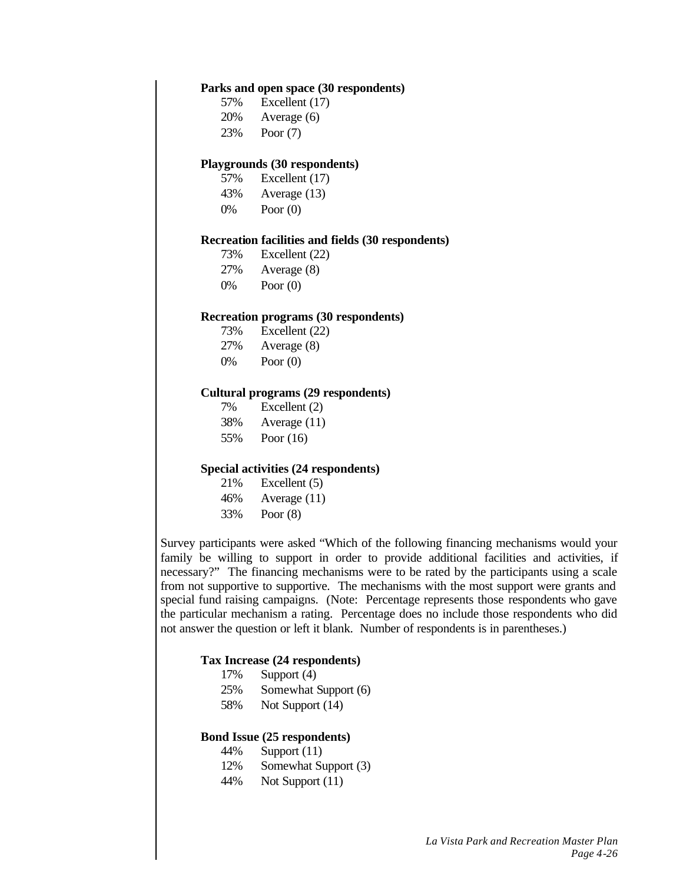**Parks and open space (30 respondents)**

- 57% Excellent (17)
- 20% Average (6)
- 23% Poor (7)

**Playgrounds (30 respondents)**

- 57% Excellent (17)
- 43% Average (13)
- 0% Poor (0)

**Recreation facilities and fields (30 respondents)**

- 73% Excellent (22)
- 27% Average (8)
- 0% Poor (0)

**Recreation programs (30 respondents)**

- 73% Excellent (22)
- 27% Average (8)
- 0% Poor (0)

**Cultural programs (29 respondents)**

- 7% Excellent (2)
- 38% Average (11)
- 55% Poor (16)

**Special activities (24 respondents)**

- 21% Excellent (5)
- 46% Average (11)
- 33% Poor (8)

Survey participants were asked "Which of the following financing mechanisms would your family be willing to support in order to provide additional facilities and activities, if necessary?" The financing mechanisms were to be rated by the participants using a scale from not supportive to supportive. The mechanisms with the most support were grants and special fund raising campaigns. (Note: Percentage represents those respondents who gave the particular mechanism a rating. Percentage does no include those respondents who did not answer the question or left it blank. Number of respondents is in parentheses.)

**Tax Increase (24 respondents)**

- 17% Support (4)
- 25% Somewhat Support (6)
- 58% Not Support (14)

**Bond Issue (25 respondents)**

- 44% Support (11)
- 12% Somewhat Support (3)
- 44% Not Support (11)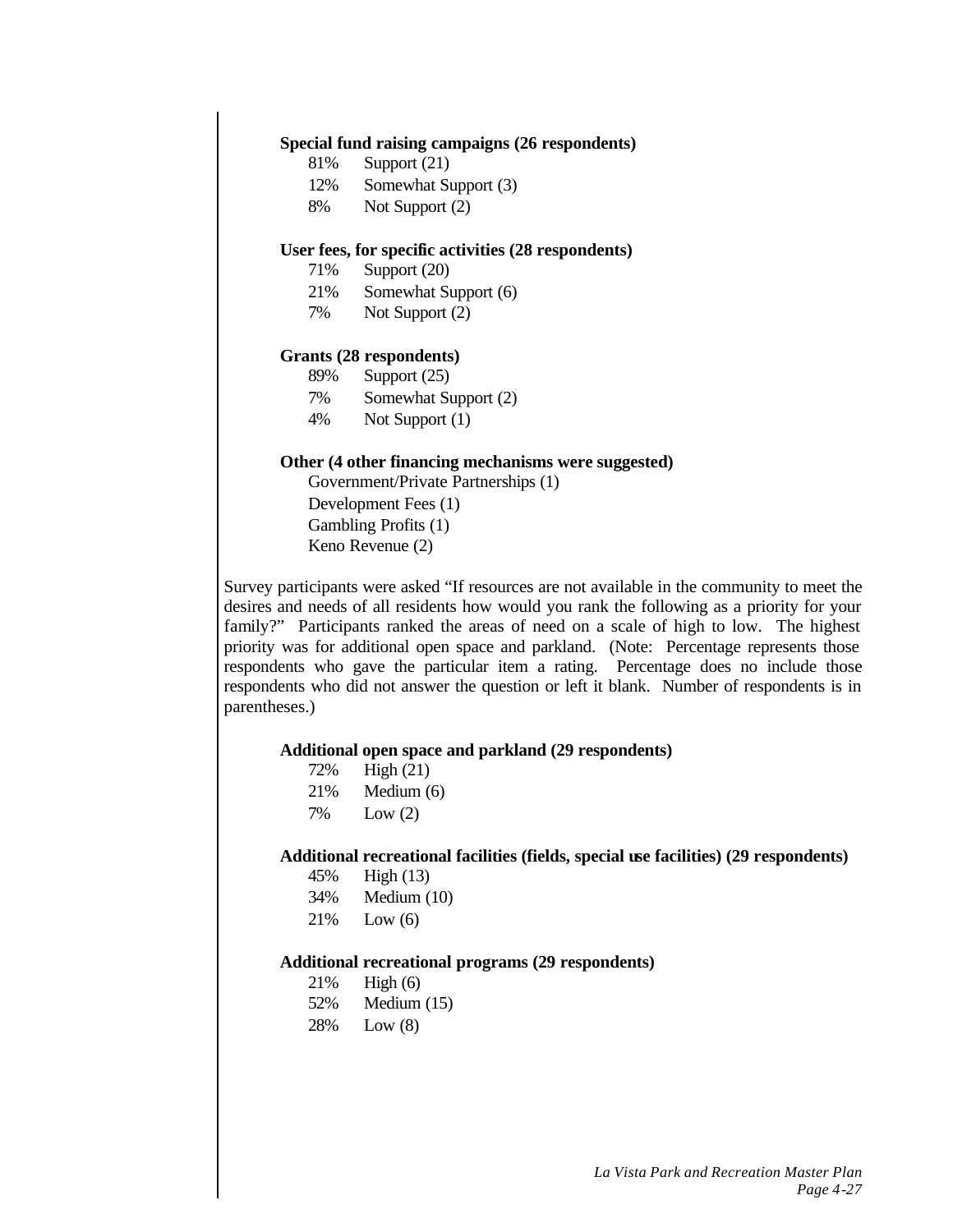**Special fund raising campaigns (26 respondents)**

- 81% Support (21)
- 12% Somewhat Support (3)
- 8% Not Support (2)

**User fees, for specific activities (28 respondents)**

- 71% Support (20)
- 21% Somewhat Support (6)
- 7% Not Support (2)

**Grants (28 respondents)**

- 89% Support (25)
- 7% Somewhat Support (2)
- 4% Not Support (1)

**Other (4 other financing mechanisms were suggested)**

- Government/Private Partnerships (1)
- Development Fees (1)
- Gambling Profits (1)
- Keno Revenue (2)

Survey participants were asked "If resources are not available in the community to meet the desires and needs of all residents how would you rank the following as a priority for your family?" Participants ranked the areas of need on a scale of high to low. The highest priority was for additional open space and parkland. (Note: Percentage represents those respondents who gave the particular item a rating. Percentage does no include those respondents who did not answer the question or left it blank. Number of respondents is in parentheses.)

**Additional open space and parkland (29 respondents)**

- 72% High (21)
- 21% Medium (6)
- 7% Low (2)

**Additional recreational facilities (fields, special use facilities) (29 respondents)**

- 45% High (13)
- 34% Medium (10)
- 21% Low (6)

**Additional recreational programs (29 respondents)**

- 21% High (6)
- 52% Medium (15)
- 28% Low (8)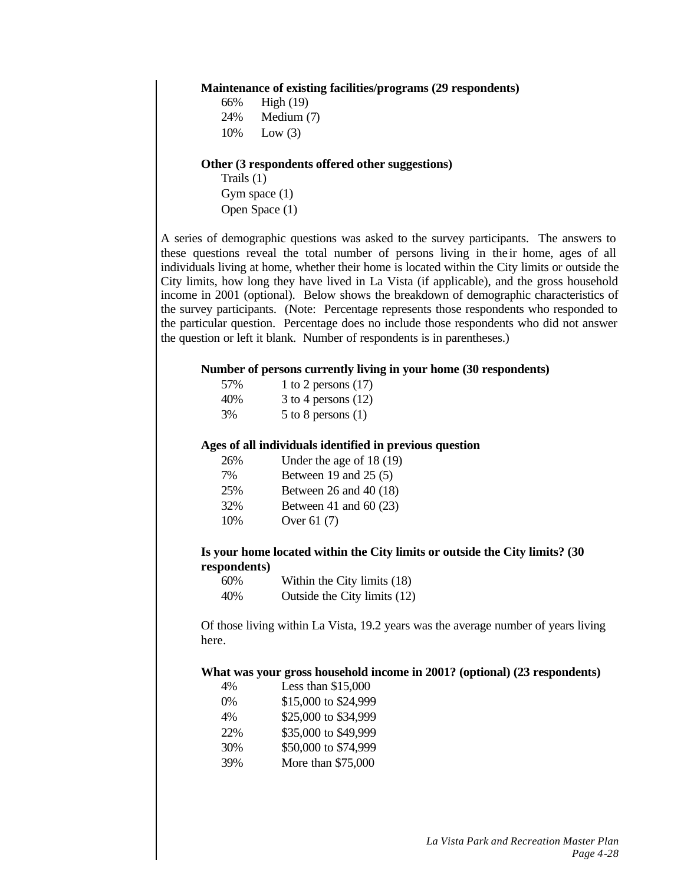**Maintenance of existing facilities/programs (29 respondents)**

66% High (19)
24% Medium (7)
10% Low (3)

**Other (3 respondents offered other suggestions)**

Trails (1)
Gym space (1)
Open Space (1)

A series of demographic questions was asked to the survey participants. The answers to these questions reveal the total number of persons living in their home, ages of all individuals living at home, whether their home is located within the City limits or outside the City limits, how long they have lived in La Vista (if applicable), and the gross household income in 2001 (optional). Below shows the breakdown of demographic characteristics of the survey participants. (Note: Percentage represents those respondents who responded to the particular question. Percentage does no include those respondents who did not answer the question or left it blank. Number of respondents is in parentheses.)

**Number of persons currently living in your home (30 respondents)**

57% 1 to 2 persons (17)
40% 3 to 4 persons (12)
3% 5 to 8 persons (1)

**Ages of all individuals identified in previous question**

26% Under the age of 18 (19)
7% Between 19 and 25 (5)
25% Between 26 and 40 (18)
32% Between 41 and 60 (23)
10% Over 61 (7)

**Is your home located within the City limits or outside the City limits? (30 respondents)**

60% Within the City limits (18)
40% Outside the City limits (12)

Of those living within La Vista, 19.2 years was the average number of years living here.

**What was your gross household income in 2001? (optional) (23 respondents)**

4% Less than $15,000
0% $15,000 to $24,999
4% $25,000 to $34,999
22% $35,000 to $49,999
30% $50,000 to $74,999
39% More than $75,000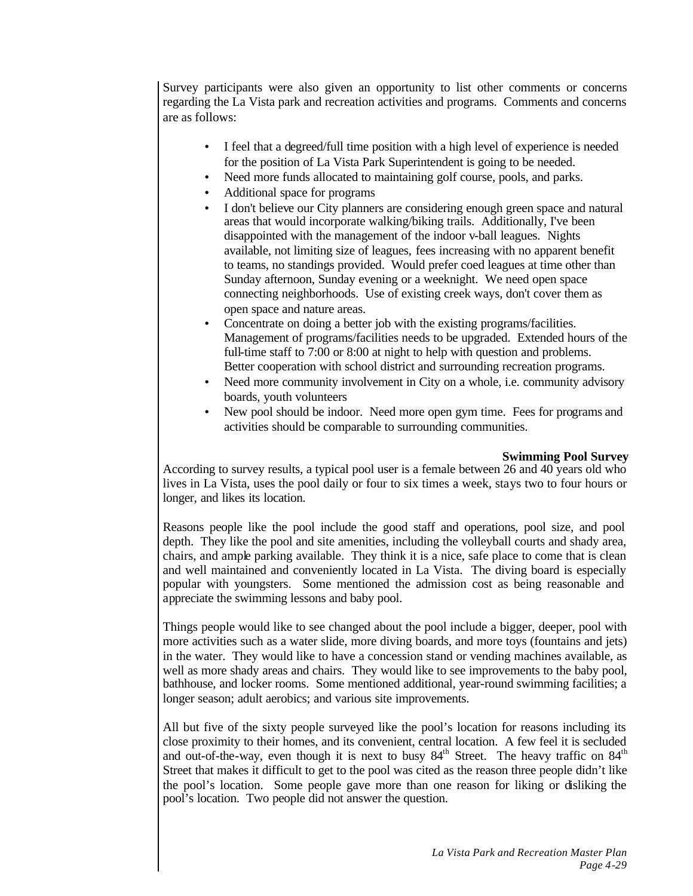Survey participants were also given an opportunity to list other comments or concerns regarding the La Vista park and recreation activities and programs. Comments and concerns are as follows:

- I feel that a degreed/full time position with a high level of experience is needed for the position of La Vista Park Superintendent is going to be needed.
- Need more funds allocated to maintaining golf course, pools, and parks.
- Additional space for programs
- I don't believe our City planners are considering enough green space and natural areas that would incorporate walking/biking trails. Additionally, I've been disappointed with the management of the indoor v-ball leagues. Nights available, not limiting size of leagues, fees increasing with no apparent benefit to teams, no standings provided. Would prefer coed leagues at time other than Sunday afternoon, Sunday evening or a weeknight. We need open space connecting neighborhoods. Use of existing creek ways, don't cover them as open space and nature areas.
- Concentrate on doing a better job with the existing programs/facilities. Management of programs/facilities needs to be upgraded. Extended hours of the full-time staff to 7:00 or 8:00 at night to help with question and problems. Better cooperation with school district and surrounding recreation programs.
- Need more community involvement in City on a whole, i.e. community advisory boards, youth volunteers
- New pool should be indoor. Need more open gym time. Fees for programs and activities should be comparable to surrounding communities.

**Swimming Pool Survey**

According to survey results, a typical pool user is a female between 26 and 40 years old who lives in La Vista, uses the pool daily or four to six times a week, stays two to four hours or longer, and likes its location.

Reasons people like the pool include the good staff and operations, pool size, and pool depth. They like the pool and site amenities, including the volleyball courts and shady area, chairs, and ample parking available. They think it is a nice, safe place to come that is clean and well maintained and conveniently located in La Vista. The diving board is especially popular with youngsters. Some mentioned the admission cost as being reasonable and appreciate the swimming lessons and baby pool.

Things people would like to see changed about the pool include a bigger, deeper, pool with more activities such as a water slide, more diving boards, and more toys (fountains and jets) in the water. They would like to have a concession stand or vending machines available, as well as more shady areas and chairs. They would like to see improvements to the baby pool, bathhouse, and locker rooms. Some mentioned additional, year-round swimming facilities; a longer season; adult aerobics; and various site improvements.

All but five of the sixty people surveyed like the pool's location for reasons including its close proximity to their homes, and its convenient, central location. A few feel it is secluded and out-of-the-way, even though it is next to busy 84th Street. The heavy traffic on 84th Street that makes it difficult to get to the pool was cited as the reason three people didn't like the pool's location. Some people gave more than one reason for liking or disliking the pool's location. Two people did not answer the question.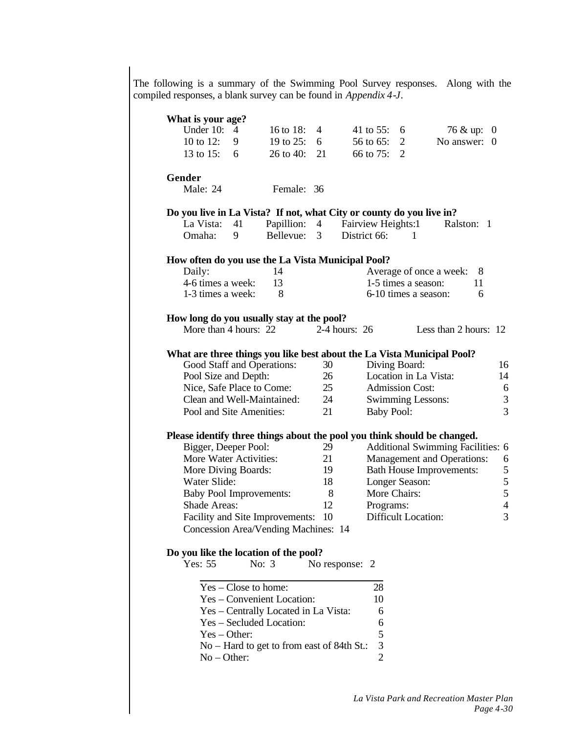The following is a summary of the Swimming Pool Survey responses. Along with the compiled responses, a blank survey can be found in *Appendix 4-J*.

**What is your age?**

| | | | |
|---|---|---|---|
| Under 10: 4 | 16 to 18: 4 | 41 to 55: 6 | 76 & up: 0 |
| 10 to 12: 9 | 19 to 25: 6 | 56 to 65: 2 | No answer: 0 |
| 13 to 15: 6 | 26 to 40: 21 | 66 to 75: 2 | |

**Gender**

Male: 24 Female: 36

**Do you live in La Vista? If not, what City or county do you live in?**

| | | | |
|---|---|---|---|
| La Vista: 41 | Papillion: 4 | Fairview Heights: 1 | Ralston: 1 |
| Omaha: 9 | Bellevue: 3 | District 66: 1 | |

**How often do you use the La Vista Municipal Pool?**

| | | | |
|---|---|---|---|
| Daily: | 14 | Average of once a week: | 8 |
| 4-6 times a week: | 13 | 1-5 times a season: | 11 |
| 1-3 times a week: | 8 | 6-10 times a season: | 6 |

**How long do you usually stay at the pool?**

More than 4 hours: 22 2-4 hours: 26 Less than 2 hours: 12

**What are three things you like best about the La Vista Municipal Pool?**

| | | | |
|---|---|---|---|
| Good Staff and Operations: | 30 | Diving Board: | 16 |
| Pool Size and Depth: | 26 | Location in La Vista: | 14 |
| Nice, Safe Place to Come: | 25 | Admission Cost: | 6 |
| Clean and Well-Maintained: | 24 | Swimming Lessons: | 3 |
| Pool and Site Amenities: | 21 | Baby Pool: | 3 |

**Please identify three things about the pool you think should be changed.**

| | | | |
|---|---|---|---|
| Bigger, Deeper Pool: | 29 | Additional Swimming Facilities: | 6 |
| More Water Activities: | 21 | Management and Operations: | 6 |
| More Diving Boards: | 19 | Bath House Improvements: | 5 |
| Water Slide: | 18 | Longer Season: | 5 |
| Baby Pool Improvements: | 8 | More Chairs: | 5 |
| Shade Areas: | 12 | Programs: | 4 |
| Facility and Site Improvements: | 10 | Difficult Location: | 3 |
| Concession Area/Vending Machines: | 14 | | |

**Do you like the location of the pool?**

Yes: 55 No: 3 No response: 2

| | |
|---|---|
| Yes – Close to home: | 28 |
| Yes – Convenient Location: | 10 |
| Yes – Centrally Located in La Vista: | 6 |
| Yes – Secluded Location: | 6 |
| Yes – Other: | 5 |
| No – Hard to get to from east of 84th St.: | 3 |
| No – Other: | 2 |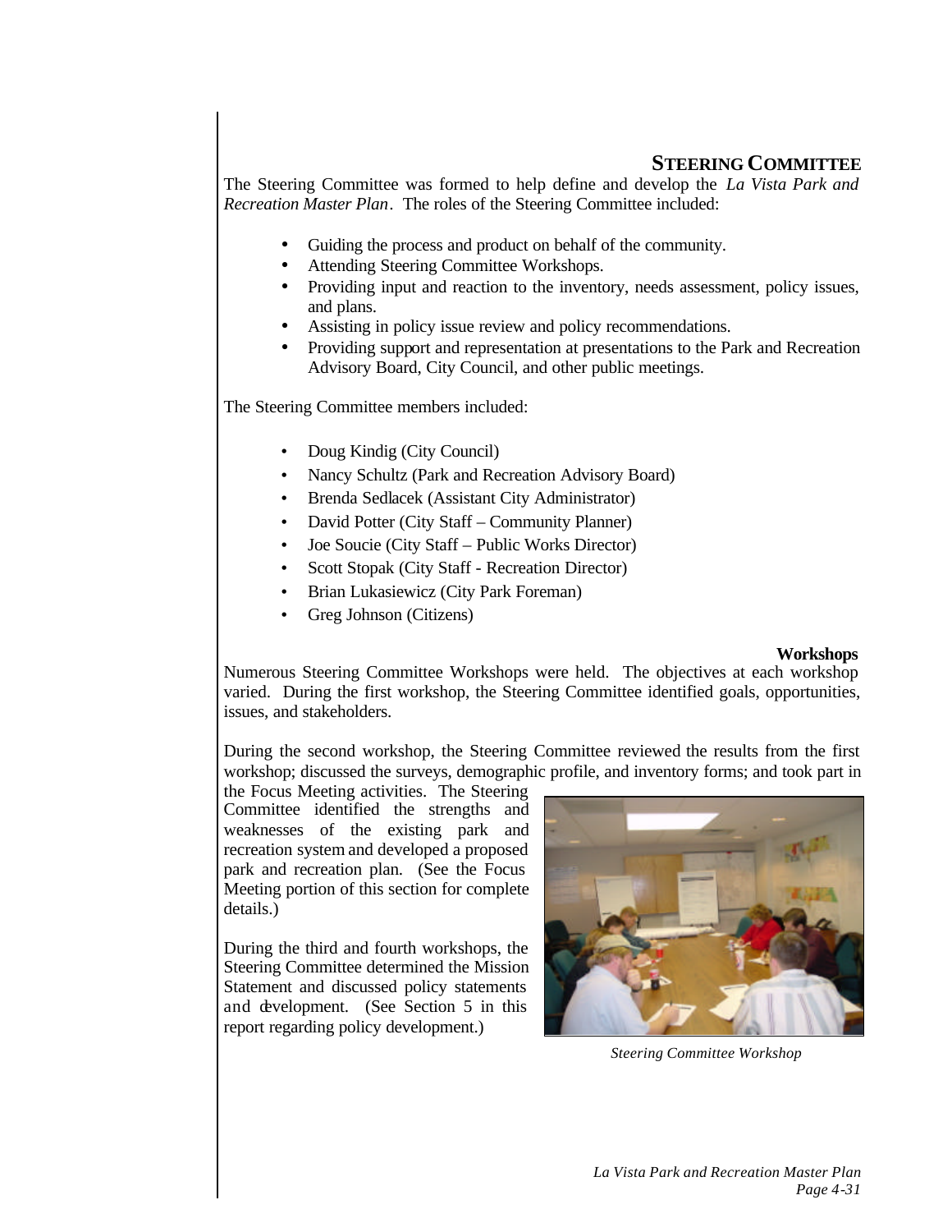## STEERING COMMITTEE

The Steering Committee was formed to help define and develop the *La Vista Park and Recreation Master Plan*. The roles of the Steering Committee included:

- Guiding the process and product on behalf of the community.
- Attending Steering Committee Workshops.
- Providing input and reaction to the inventory, needs assessment, policy issues, and plans.
- Assisting in policy issue review and policy recommendations.
- Providing support and representation at presentations to the Park and Recreation Advisory Board, City Council, and other public meetings.

The Steering Committee members included:

- Doug Kindig (City Council)
- Nancy Schultz (Park and Recreation Advisory Board)
- Brenda Sedlacek (Assistant City Administrator)
- David Potter (City Staff – Community Planner)
- Joe Soucie (City Staff – Public Works Director)
- Scott Stopak (City Staff - Recreation Director)
- Brian Lukasiewicz (City Park Foreman)
- Greg Johnson (Citizens)

### Workshops

Numerous Steering Committee Workshops were held. The objectives at each workshop varied. During the first workshop, the Steering Committee identified goals, opportunities, issues, and stakeholders.

During the second workshop, the Steering Committee reviewed the results from the first workshop; discussed the surveys, demographic profile, and inventory forms; and took part in the Focus Meeting activities. The Steering Committee identified the strengths and weaknesses of the existing park and recreation system and developed a proposed park and recreation plan. (See the Focus Meeting portion of this section for complete details.)

During the third and fourth workshops, the Steering Committee determined the Mission Statement and discussed policy statements and development. (See Section 5 in this report regarding policy development.)

*Steering Committee Workshop*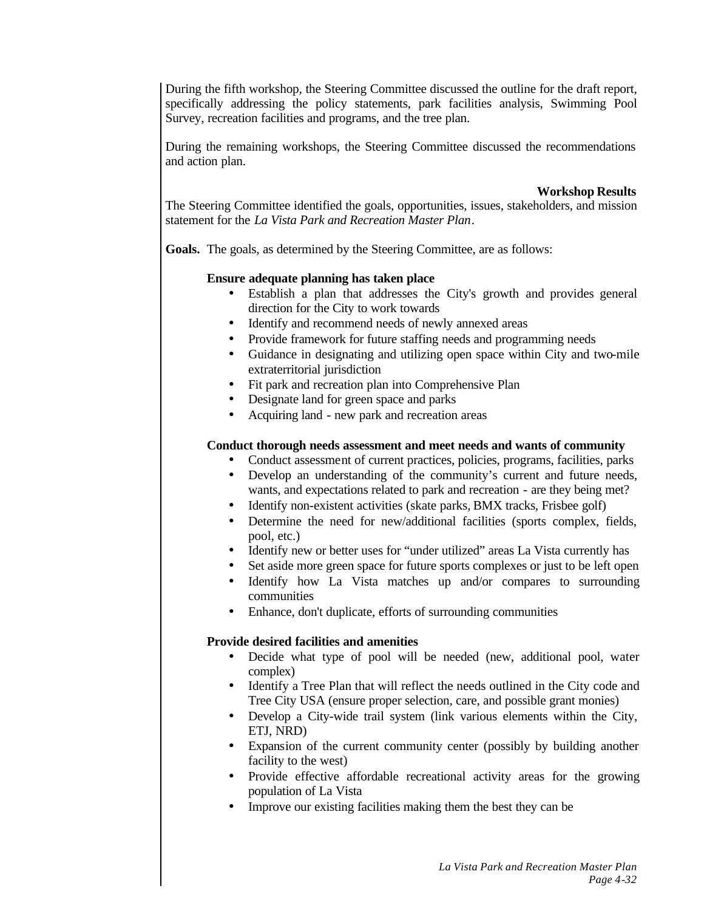During the fifth workshop, the Steering Committee discussed the outline for the draft report, specifically addressing the policy statements, park facilities analysis, Swimming Pool Survey, recreation facilities and programs, and the tree plan.

During the remaining workshops, the Steering Committee discussed the recommendations and action plan.

### Workshop Results

The Steering Committee identified the goals, opportunities, issues, stakeholders, and mission statement for the *La Vista Park and Recreation Master Plan*.

**Goals.** The goals, as determined by the Steering Committee, are as follows:

**Ensure adequate planning has taken place**

- Establish a plan that addresses the City's growth and provides general direction for the City to work towards
- Identify and recommend needs of newly annexed areas
- Provide framework for future staffing needs and programming needs
- Guidance in designating and utilizing open space within City and two-mile extraterritorial jurisdiction
- Fit park and recreation plan into Comprehensive Plan
- Designate land for green space and parks
- Acquiring land - new park and recreation areas

**Conduct thorough needs assessment and meet needs and wants of community**

- Conduct assessment of current practices, policies, programs, facilities, parks
- Develop an understanding of the community's current and future needs, wants, and expectations related to park and recreation - are they being met?
- Identify non-existent activities (skate parks, BMX tracks, Frisbee golf)
- Determine the need for new/additional facilities (sports complex, fields, pool, etc.)
- Identify new or better uses for "under utilized" areas La Vista currently has
- Set aside more green space for future sports complexes or just to be left open
- Identify how La Vista matches up and/or compares to surrounding communities
- Enhance, don't duplicate, efforts of surrounding communities

**Provide desired facilities and amenities**

- Decide what type of pool will be needed (new, additional pool, water complex)
- Identify a Tree Plan that will reflect the needs outlined in the City code and Tree City USA (ensure proper selection, care, and possible grant monies)
- Develop a City-wide trail system (link various elements within the City, ETJ, NRD)
- Expansion of the current community center (possibly by building another facility to the west)
- Provide effective affordable recreational activity areas for the growing population of La Vista
- Improve our existing facilities making them the best they can be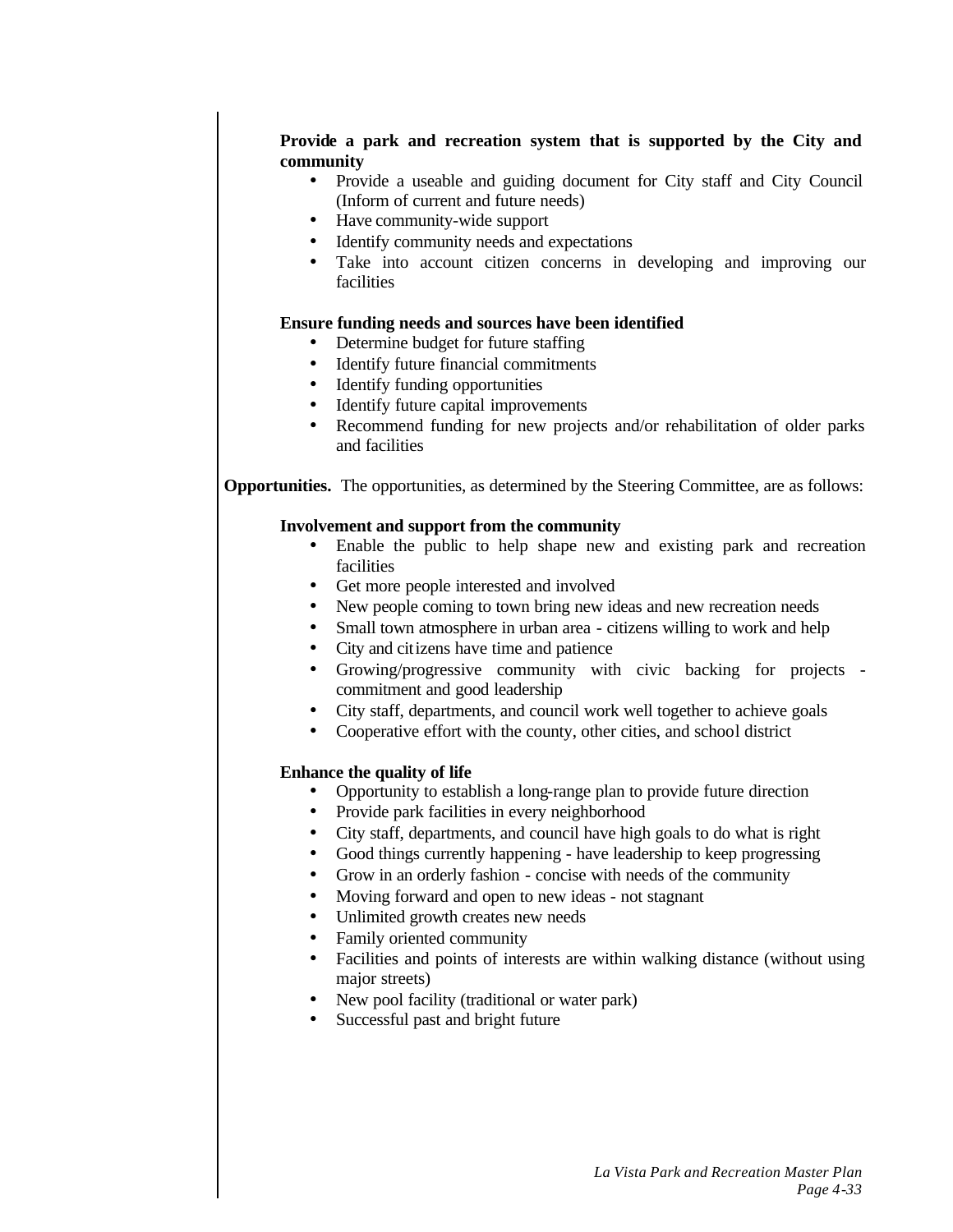**Provide a park and recreation system that is supported by the City and community**

- Provide a useable and guiding document for City staff and City Council (Inform of current and future needs)
- Have community-wide support
- Identify community needs and expectations
- Take into account citizen concerns in developing and improving our facilities

**Ensure funding needs and sources have been identified**

- Determine budget for future staffing
- Identify future financial commitments
- Identify funding opportunities
- Identify future capital improvements
- Recommend funding for new projects and/or rehabilitation of older parks and facilities

**Opportunities.** The opportunities, as determined by the Steering Committee, are as follows:

**Involvement and support from the community**

- Enable the public to help shape new and existing park and recreation facilities
- Get more people interested and involved
- New people coming to town bring new ideas and new recreation needs
- Small town atmosphere in urban area - citizens willing to work and help
- City and citizens have time and patience
- Growing/progressive community with civic backing for projects - commitment and good leadership
- City staff, departments, and council work well together to achieve goals
- Cooperative effort with the county, other cities, and school district

**Enhance the quality of life**

- Opportunity to establish a long-range plan to provide future direction
- Provide park facilities in every neighborhood
- City staff, departments, and council have high goals to do what is right
- Good things currently happening - have leadership to keep progressing
- Grow in an orderly fashion - concise with needs of the community
- Moving forward and open to new ideas - not stagnant
- Unlimited growth creates new needs
- Family oriented community
- Facilities and points of interests are within walking distance (without using major streets)
- New pool facility (traditional or water park)
- Successful past and bright future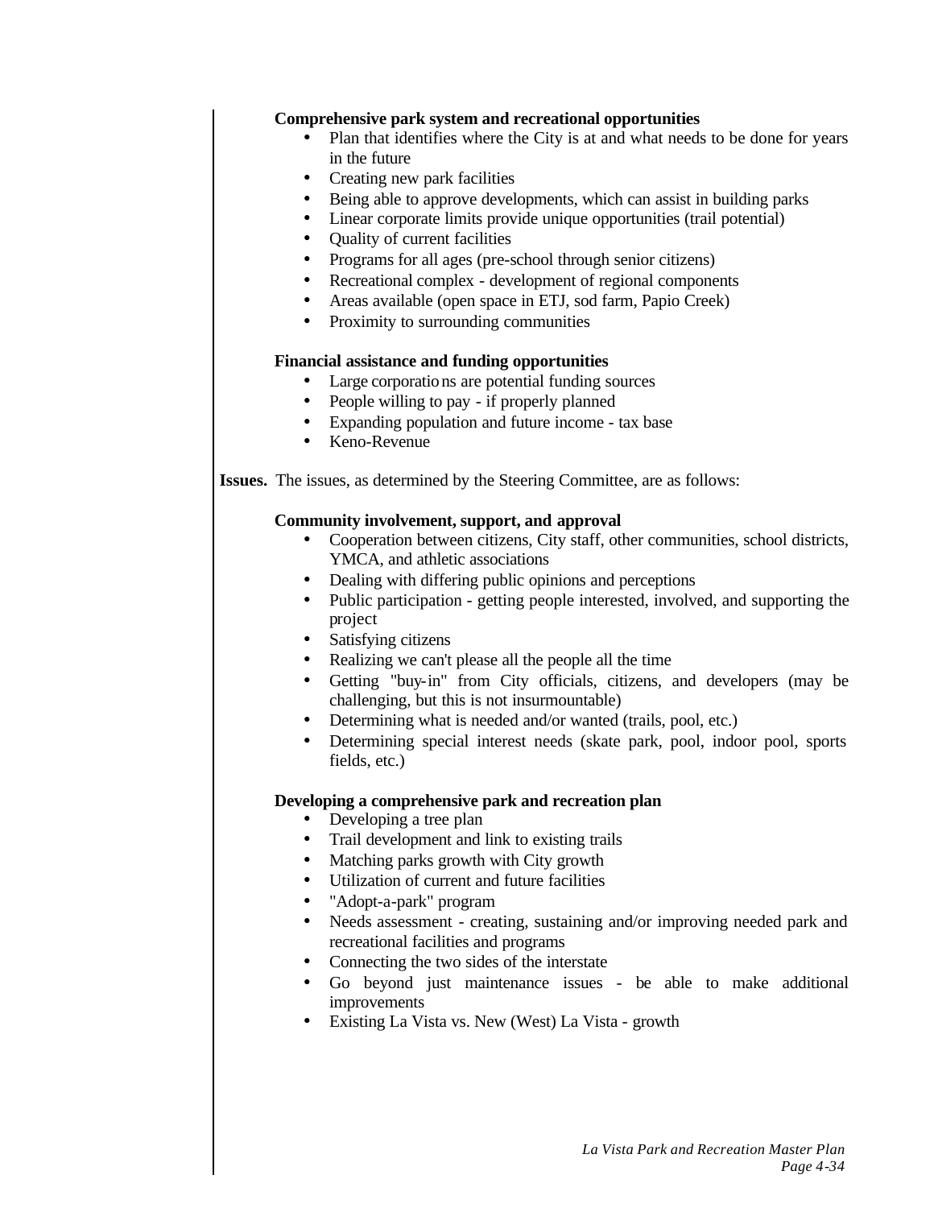**Comprehensive park system and recreational opportunities**

- Plan that identifies where the City is at and what needs to be done for years in the future
- Creating new park facilities
- Being able to approve developments, which can assist in building parks
- Linear corporate limits provide unique opportunities (trail potential)
- Quality of current facilities
- Programs for all ages (pre-school through senior citizens)
- Recreational complex - development of regional components
- Areas available (open space in ETJ, sod farm, Papio Creek)
- Proximity to surrounding communities

**Financial assistance and funding opportunities**

- Large corporations are potential funding sources
- People willing to pay - if properly planned
- Expanding population and future income - tax base
- Keno-Revenue

**Issues.** The issues, as determined by the Steering Committee, are as follows:

**Community involvement, support, and approval**

- Cooperation between citizens, City staff, other communities, school districts, YMCA, and athletic associations
- Dealing with differing public opinions and perceptions
- Public participation - getting people interested, involved, and supporting the project
- Satisfying citizens
- Realizing we can't please all the people all the time
- Getting "buy-in" from City officials, citizens, and developers (may be challenging, but this is not insurmountable)
- Determining what is needed and/or wanted (trails, pool, etc.)
- Determining special interest needs (skate park, pool, indoor pool, sports fields, etc.)

**Developing a comprehensive park and recreation plan**

- Developing a tree plan
- Trail development and link to existing trails
- Matching parks growth with City growth
- Utilization of current and future facilities
- "Adopt-a-park" program
- Needs assessment - creating, sustaining and/or improving needed park and recreational facilities and programs
- Connecting the two sides of the interstate
- Go beyond just maintenance issues - be able to make additional improvements
- Existing La Vista vs. New (West) La Vista - growth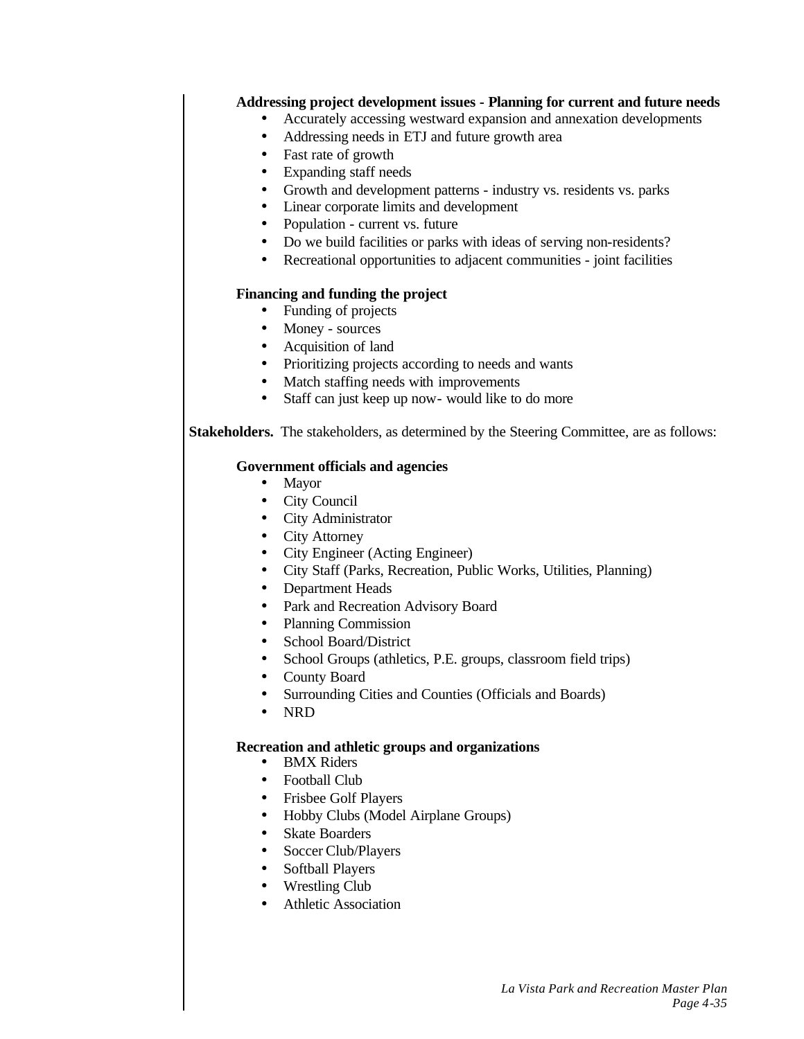**Addressing project development issues - Planning for current and future needs**

- Accurately accessing westward expansion and annexation developments
- Addressing needs in ETJ and future growth area
- Fast rate of growth
- Expanding staff needs
- Growth and development patterns - industry vs. residents vs. parks
- Linear corporate limits and development
- Population - current vs. future
- Do we build facilities or parks with ideas of serving non-residents?
- Recreational opportunities to adjacent communities - joint facilities

**Financing and funding the project**

- Funding of projects
- Money - sources
- Acquisition of land
- Prioritizing projects according to needs and wants
- Match staffing needs with improvements
- Staff can just keep up now- would like to do more

**Stakeholders.** The stakeholders, as determined by the Steering Committee, are as follows:

**Government officials and agencies**

- Mayor
- City Council
- City Administrator
- City Attorney
- City Engineer (Acting Engineer)
- City Staff (Parks, Recreation, Public Works, Utilities, Planning)
- Department Heads
- Park and Recreation Advisory Board
- Planning Commission
- School Board/District
- School Groups (athletics, P.E. groups, classroom field trips)
- County Board
- Surrounding Cities and Counties (Officials and Boards)
- NRD

**Recreation and athletic groups and organizations**

- BMX Riders
- Football Club
- Frisbee Golf Players
- Hobby Clubs (Model Airplane Groups)
- Skate Boarders
- Soccer Club/Players
- Softball Players
- Wrestling Club
- Athletic Association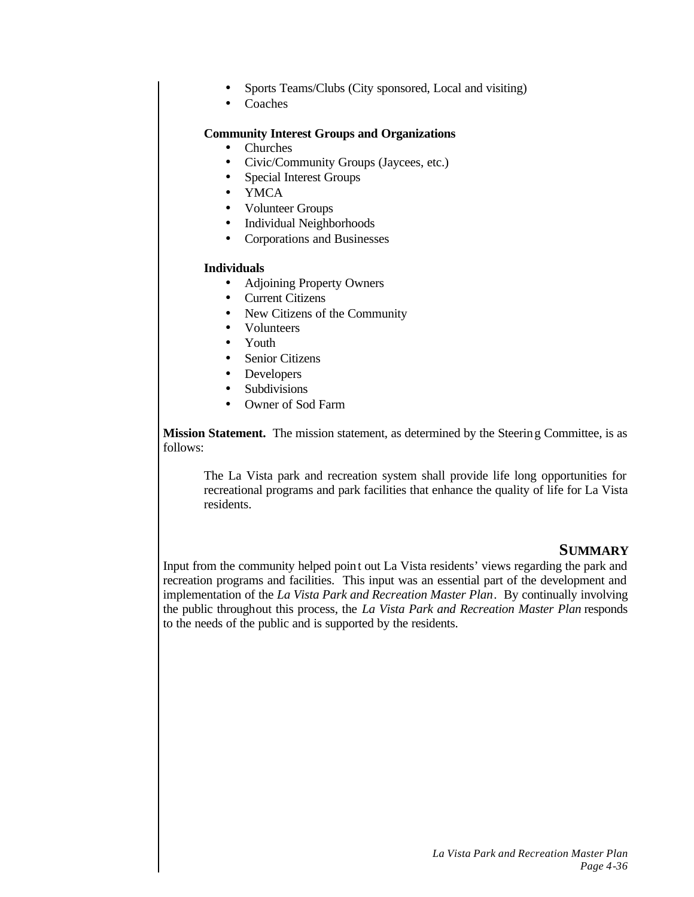- Sports Teams/Clubs (City sponsored, Local and visiting)
- Coaches

**Community Interest Groups and Organizations**

- Churches
- Civic/Community Groups (Jaycees, etc.)
- Special Interest Groups
- YMCA
- Volunteer Groups
- Individual Neighborhoods
- Corporations and Businesses

**Individuals**

- Adjoining Property Owners
- Current Citizens
- New Citizens of the Community
- Volunteers
- Youth
- Senior Citizens
- Developers
- Subdivisions
- Owner of Sod Farm

**Mission Statement.** The mission statement, as determined by the Steering Committee, is as follows:

> The La Vista park and recreation system shall provide life long opportunities for recreational programs and park facilities that enhance the quality of life for La Vista residents.

## SUMMARY

Input from the community helped point out La Vista residents' views regarding the park and recreation programs and facilities. This input was an essential part of the development and implementation of the *La Vista Park and Recreation Master Plan*. By continually involving the public throughout this process, the *La Vista Park and Recreation Master Plan* responds to the needs of the public and is supported by the residents.